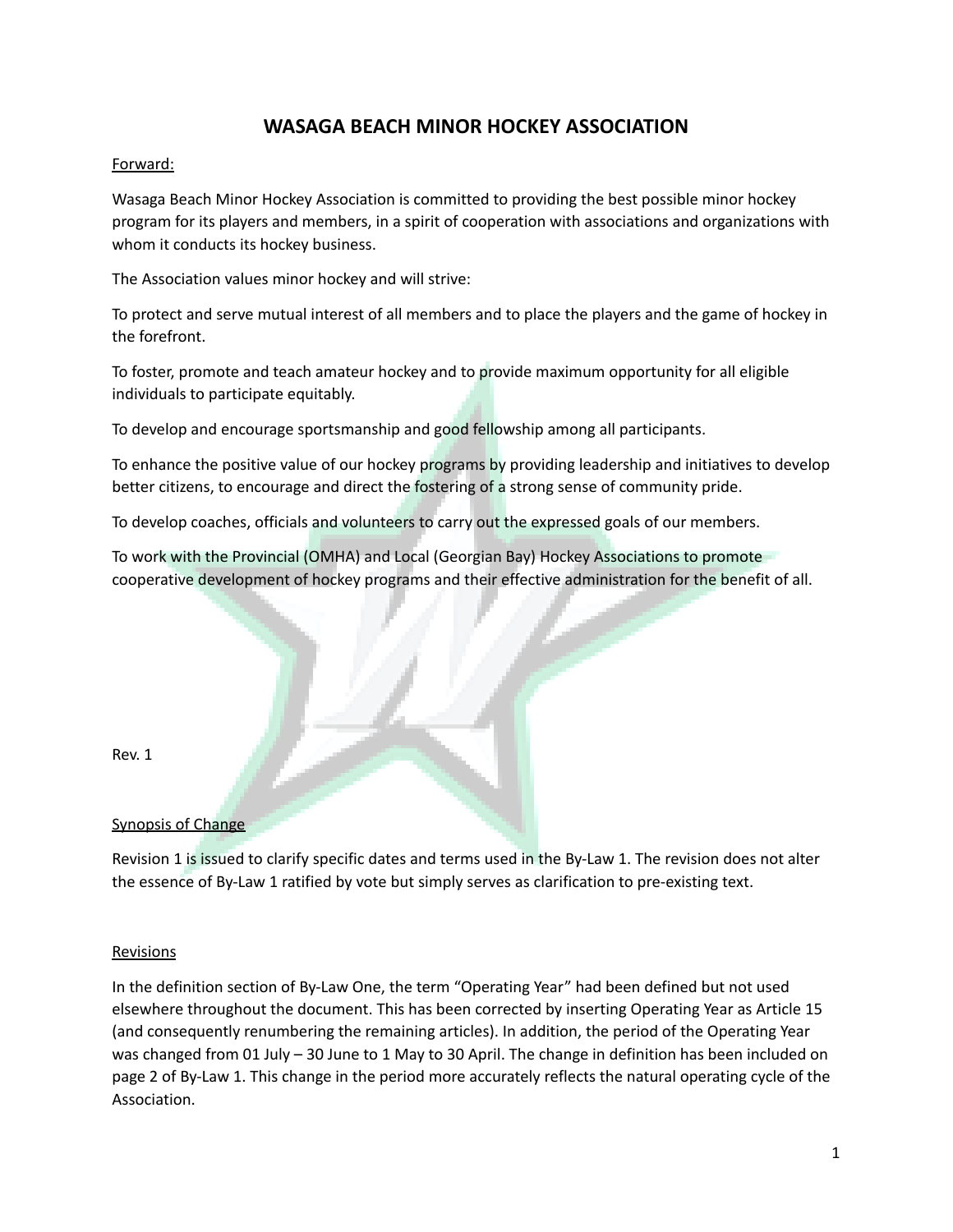# WASAGA BEACH MINOR HOCKEY ASSOCIATION

Forward:

Wasaga Beach Minor Hockey Association is committed to providing the best possible minor hockey program for its players and members, in a spirit of cooperation with associations and organizations with whom it conducts its hockey business.

The Association values minor hockey and will strive:

To protect and serve mutual interest of all members and to place the players and the game of hockey in the forefront.

To foster, promote and teach amateur hockey and to provide maximum opportunity for all eligible individuals to participate equitably.

To develop and encourage sportsmanship and good fellowship among all participants.

To enhance the positive value of our hockey programs by providing leadership and initiatives to develop better citizens, to encourage and direct the fostering of a strong sense of community pride.

To develop coaches, officials and volunteers to carry out the expressed goals of our members.

To work with the Provincial (OMHA) and Local (Georgian Bay) Hockey Associations to promote cooperative development of hockey programs and their effective administration for the benefit of all.

Rev. 1

Synopsis of Change

Revision 1 is issued to clarify specific dates and terms used in the By-Law 1. The revision does not alter the essence of By-Law 1 ratified by vote but simply serves as clarification to pre-existing text.

Revisions

In the definition section of By-Law One, the term "Operating Year" had been defined but not used elsewhere throughout the document. This has been corrected by inserting Operating Year as Article 15 (and consequently renumbering the remaining articles). In addition, the period of the Operating Year was changed from 01 July – 30 June to 1 May to 30 April. The change in definition has been included on page 2 of By-Law 1. This change in the period more accurately reflects the natural operating cycle of the Association.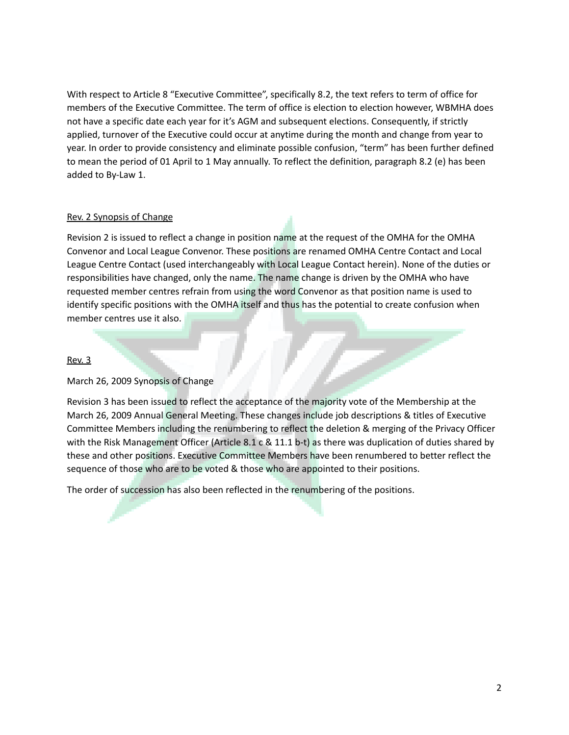With respect to Article 8 “Executive Committee”, specifically 8.2, the text refers to term of office for members of the Executive Committee. The term of office is election to election however, WBMHA does not have a specific date each year for it’s AGM and subsequent elections. Consequently, if strictly applied, turnover of the Executive could occur at anytime during the month and change from year to year. In order to provide consistency and eliminate possible confusion, “term” has been further defined to mean the period of 01 April to 1 May annually. To reflect the definition, paragraph 8.2 (e) has been added to By-Law 1.

<u>Rev. 2 Synopsis of Change</u>

Revision 2 is issued to reflect a change in position name at the request of the OMHA for the OMHA Convenor and Local League Convenor. These positions are renamed OMHA Centre Contact and Local League Centre Contact (used interchangeably with Local League Contact herein). None of the duties or responsibilities have changed, only the name. The name change is driven by the OMHA who have requested member centres refrain from using the word Convenor as that position name is used to identify specific positions with the OMHA itself and thus has the potential to create confusion when member centres use it also.

<u>Rev. 3</u>

March 26, 2009 Synopsis of Change

Revision 3 has been issued to reflect the acceptance of the majority vote of the Membership at the March 26, 2009 Annual General Meeting. These changes include job descriptions & titles of Executive Committee Members including the renumbering to reflect the deletion & merging of the Privacy Officer with the Risk Management Officer (Article 8.1 c & 11.1 b-t) as there was duplication of duties shared by these and other positions. Executive Committee Members have been renumbered to better reflect the sequence of those who are to be voted & those who are appointed to their positions.

The order of succession has also been reflected in the renumbering of the positions.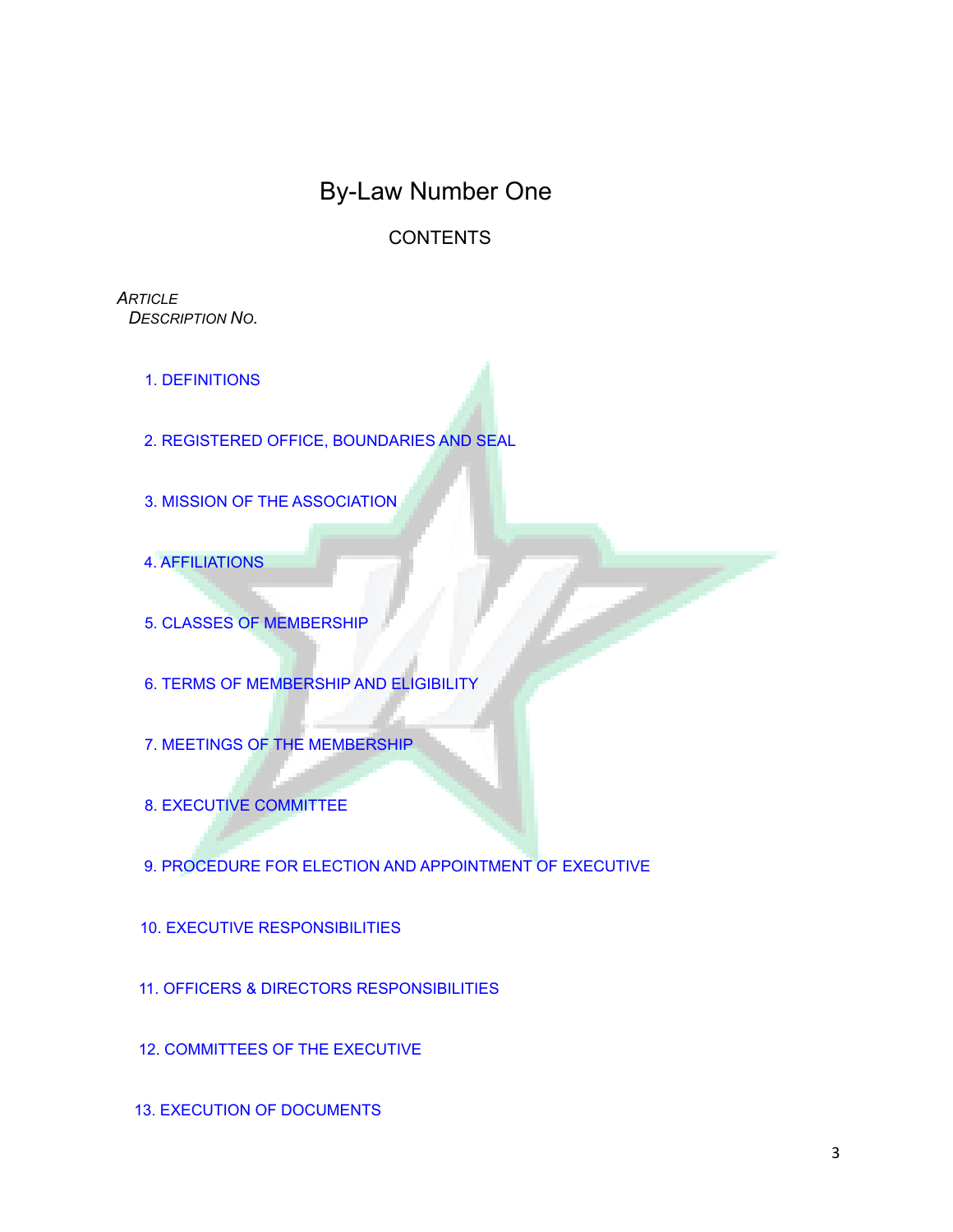# By-Law Number One

## CONTENTS

*ARTICLE*
*DESCRIPTION NO.*

1. DEFINITIONS

2. REGISTERED OFFICE, BOUNDARIES AND SEAL

3. MISSION OF THE ASSOCIATION

4. AFFILIATIONS

5. CLASSES OF MEMBERSHIP

6. TERMS OF MEMBERSHIP AND ELIGIBILITY

7. MEETINGS OF THE MEMBERSHIP

8. EXECUTIVE COMMITTEE

9. PROCEDURE FOR ELECTION AND APPOINTMENT OF EXECUTIVE

10. EXECUTIVE RESPONSIBILITIES

11. OFFICERS & DIRECTORS RESPONSIBILITIES

12. COMMITTEES OF THE EXECUTIVE

13. EXECUTION OF DOCUMENTS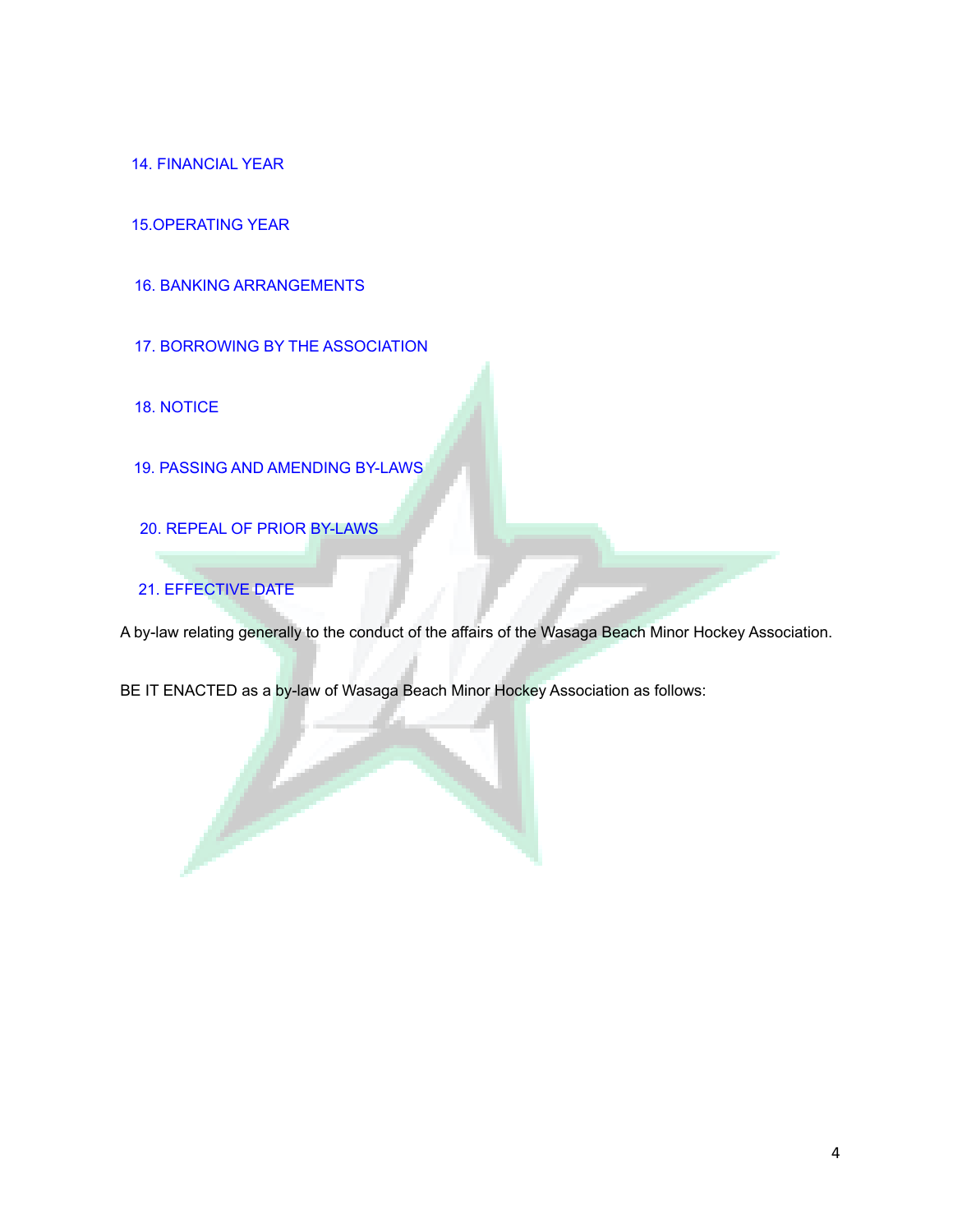14. FINANCIAL YEAR

15.OPERATING YEAR

16. BANKING ARRANGEMENTS

17. BORROWING BY THE ASSOCIATION

18. NOTICE

19. PASSING AND AMENDING BY-LAWS

20. REPEAL OF PRIOR BY-LAWS

21. EFFECTIVE DATE

A by-law relating generally to the conduct of the affairs of the Wasaga Beach Minor Hockey Association.

BE IT ENACTED as a by-law of Wasaga Beach Minor Hockey Association as follows: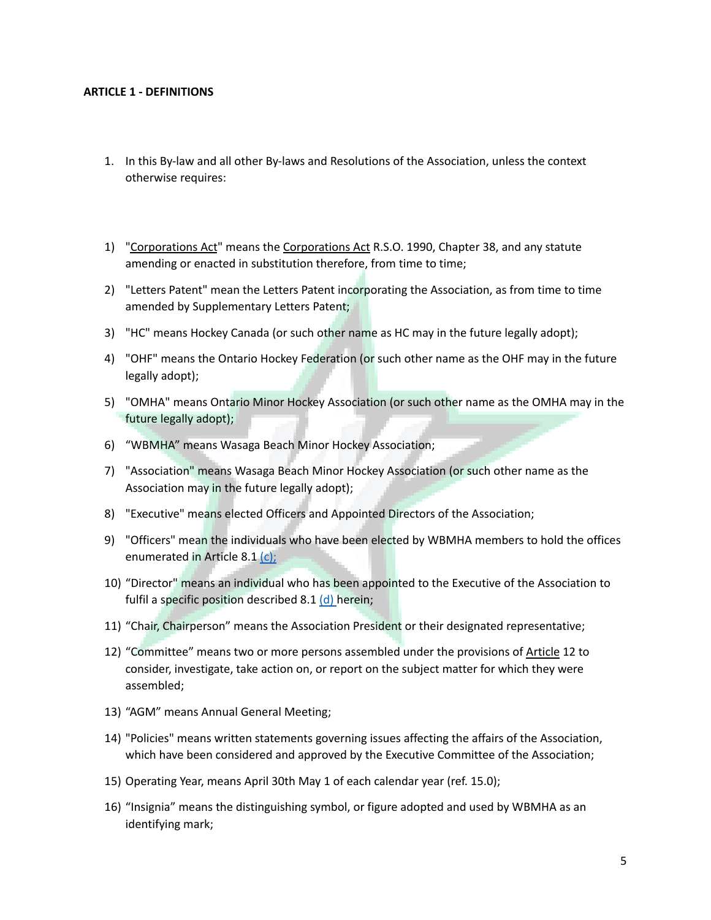**ARTICLE 1 - DEFINITIONS**

1. In this By-law and all other By-laws and Resolutions of the Association, unless the context otherwise requires:

1) "Corporations Act" means the Corporations Act R.S.O. 1990, Chapter 38, and any statute amending or enacted in substitution therefore, from time to time;
2) "Letters Patent" mean the Letters Patent incorporating the Association, as from time to time amended by Supplementary Letters Patent;
3) "HC" means Hockey Canada (or such other name as HC may in the future legally adopt);
4) "OHF" means the Ontario Hockey Federation (or such other name as the OHF may in the future legally adopt);
5) "OMHA" means Ontario Minor Hockey Association (or such other name as the OMHA may in the future legally adopt);
6) "WBMHA" means Wasaga Beach Minor Hockey Association;
7) "Association" means Wasaga Beach Minor Hockey Association (or such other name as the Association may in the future legally adopt);
8) "Executive" means elected Officers and Appointed Directors of the Association;
9) "Officers" mean the individuals who have been elected by WBMHA members to hold the offices enumerated in Article 8.1 (c);
10) "Director" means an individual who has been appointed to the Executive of the Association to fulfil a specific position described 8.1 (d) herein;
11) "Chair, Chairperson" means the Association President or their designated representative;
12) "Committee" means two or more persons assembled under the provisions of Article 12 to consider, investigate, take action on, or report on the subject matter for which they were assembled;
13) "AGM" means Annual General Meeting;
14) "Policies" means written statements governing issues affecting the affairs of the Association, which have been considered and approved by the Executive Committee of the Association;
15) Operating Year, means April 30th May 1 of each calendar year (ref. 15.0);
16) "Insignia" means the distinguishing symbol, or figure adopted and used by WBMHA as an identifying mark;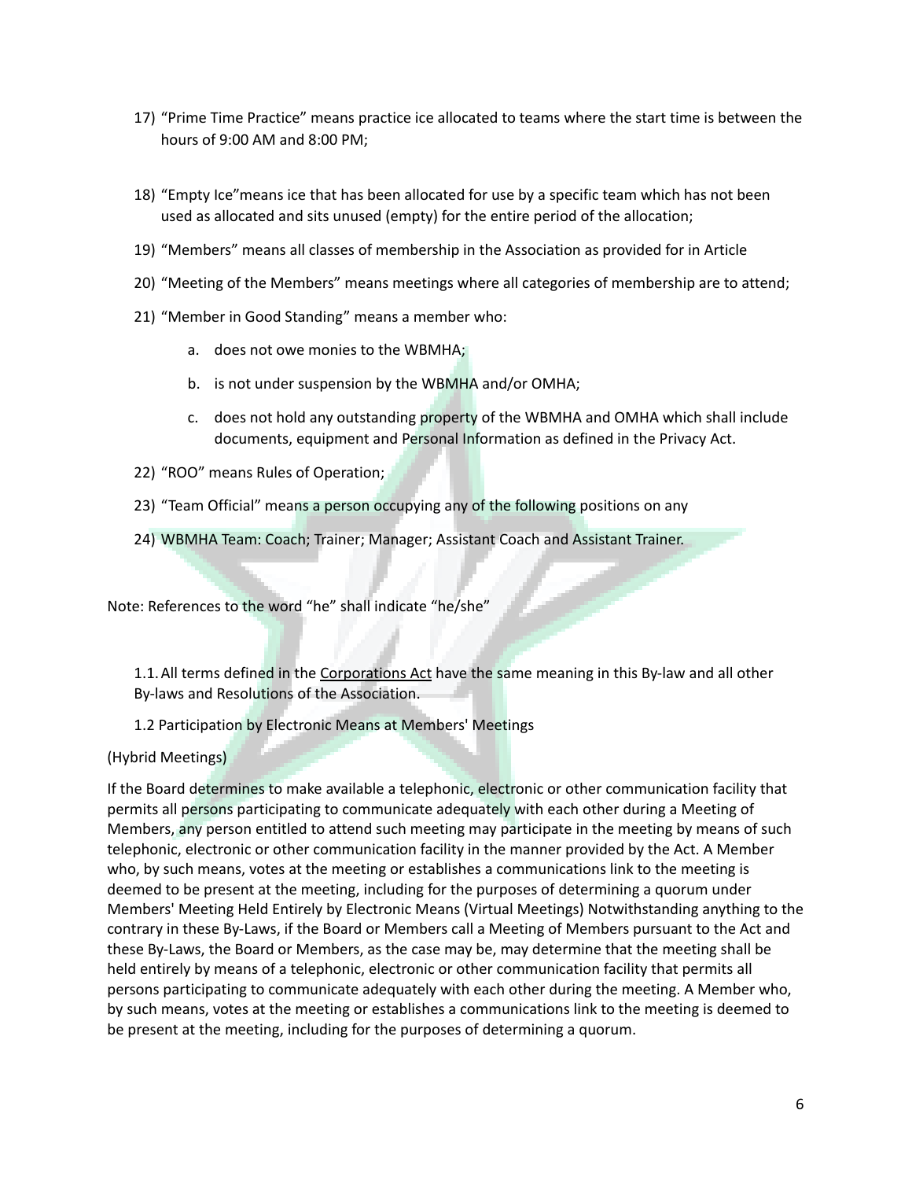17) "Prime Time Practice" means practice ice allocated to teams where the start time is between the hours of 9:00 AM and 8:00 PM;

18) "Empty Ice"means ice that has been allocated for use by a specific team which has not been used as allocated and sits unused (empty) for the entire period of the allocation;

19) "Members" means all classes of membership in the Association as provided for in Article

20) "Meeting of the Members" means meetings where all categories of membership are to attend;

21) "Member in Good Standing" means a member who:

    a. does not owe monies to the WBMHA;

    b. is not under suspension by the WBMHA and/or OMHA;

    c. does not hold any outstanding property of the WBMHA and OMHA which shall include documents, equipment and Personal Information as defined in the Privacy Act.

22) "ROO" means Rules of Operation;

23) "Team Official" means a person occupying any of the following positions on any

24) WBMHA Team: Coach; Trainer; Manager; Assistant Coach and Assistant Trainer.

Note: References to the word "he" shall indicate "he/she"

1.1. All terms defined in the Corporations Act have the same meaning in this By-law and all other By-laws and Resolutions of the Association.

1.2 Participation by Electronic Means at Members' Meetings

(Hybrid Meetings)

If the Board determines to make available a telephonic, electronic or other communication facility that permits all persons participating to communicate adequately with each other during a Meeting of Members, any person entitled to attend such meeting may participate in the meeting by means of such telephonic, electronic or other communication facility in the manner provided by the Act. A Member who, by such means, votes at the meeting or establishes a communications link to the meeting is deemed to be present at the meeting, including for the purposes of determining a quorum under Members' Meeting Held Entirely by Electronic Means (Virtual Meetings) Notwithstanding anything to the contrary in these By-Laws, if the Board or Members call a Meeting of Members pursuant to the Act and these By-Laws, the Board or Members, as the case may be, may determine that the meeting shall be held entirely by means of a telephonic, electronic or other communication facility that permits all persons participating to communicate adequately with each other during the meeting. A Member who, by such means, votes at the meeting or establishes a communications link to the meeting is deemed to be present at the meeting, including for the purposes of determining a quorum.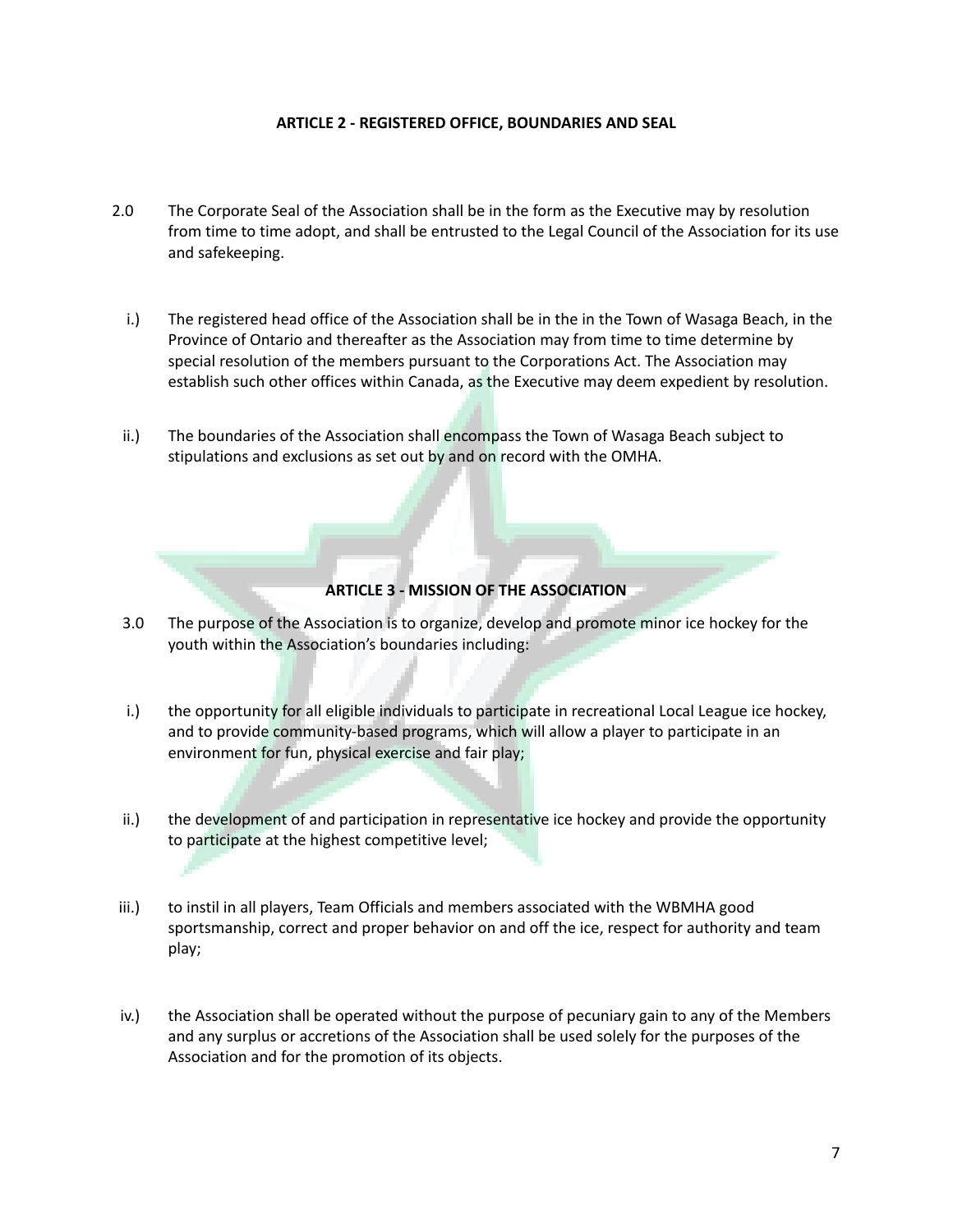## ARTICLE 2 - REGISTERED OFFICE, BOUNDARIES AND SEAL

2.0 The Corporate Seal of the Association shall be in the form as the Executive may by resolution from time to time adopt, and shall be entrusted to the Legal Council of the Association for its use and safekeeping.

i.) The registered head office of the Association shall be in the in the Town of Wasaga Beach, in the Province of Ontario and thereafter as the Association may from time to time determine by special resolution of the members pursuant to the Corporations Act. The Association may establish such other offices within Canada, as the Executive may deem expedient by resolution.

ii.) The boundaries of the Association shall encompass the Town of Wasaga Beach subject to stipulations and exclusions as set out by and on record with the OMHA.

## ARTICLE 3 - MISSION OF THE ASSOCIATION

3.0 The purpose of the Association is to organize, develop and promote minor ice hockey for the youth within the Association's boundaries including:

i.) the opportunity for all eligible individuals to participate in recreational Local League ice hockey, and to provide community-based programs, which will allow a player to participate in an environment for fun, physical exercise and fair play;

ii.) the development of and participation in representative ice hockey and provide the opportunity to participate at the highest competitive level;

iii.) to instil in all players, Team Officials and members associated with the WBMHA good sportsmanship, correct and proper behavior on and off the ice, respect for authority and team play;

iv.) the Association shall be operated without the purpose of pecuniary gain to any of the Members and any surplus or accretions of the Association shall be used solely for the purposes of the Association and for the promotion of its objects.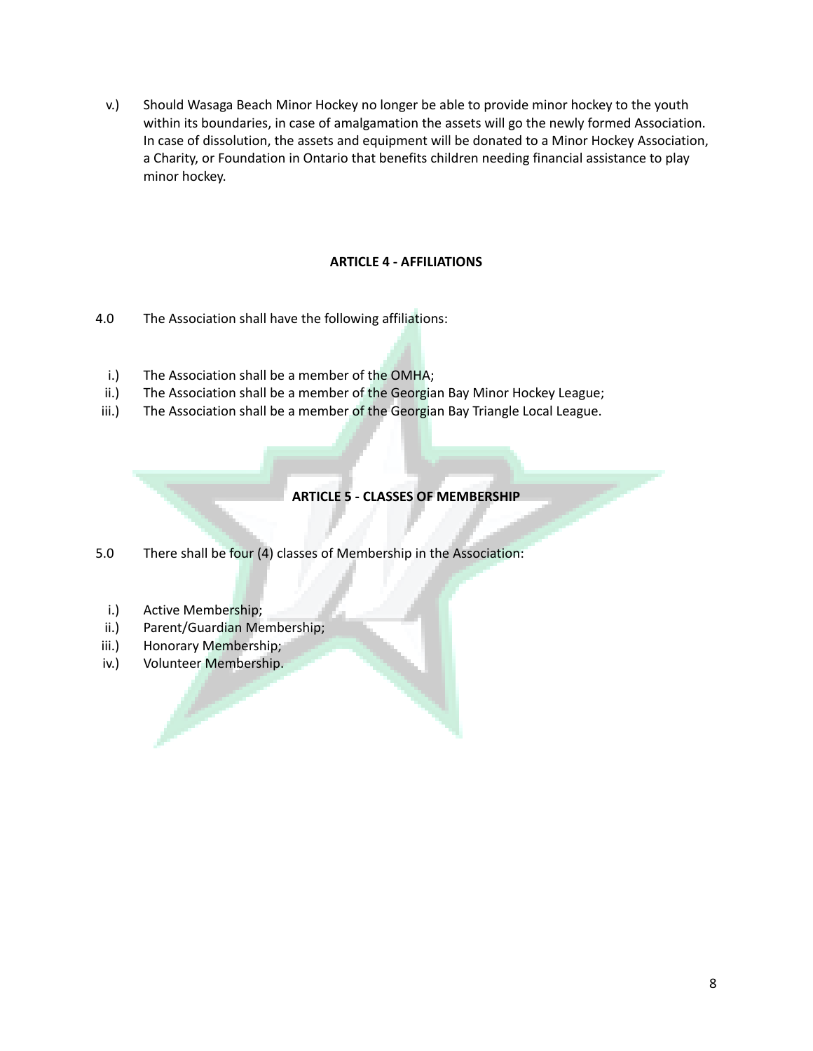v.) Should Wasaga Beach Minor Hockey no longer be able to provide minor hockey to the youth within its boundaries, in case of amalgamation the assets will go the newly formed Association. In case of dissolution, the assets and equipment will be donated to a Minor Hockey Association, a Charity, or Foundation in Ontario that benefits children needing financial assistance to play minor hockey.

## ARTICLE 4 - AFFILIATIONS

4.0 The Association shall have the following affiliations:

i.) The Association shall be a member of the OMHA;
ii.) The Association shall be a member of the Georgian Bay Minor Hockey League;
iii.) The Association shall be a member of the Georgian Bay Triangle Local League.

## ARTICLE 5 - CLASSES OF MEMBERSHIP

5.0 There shall be four (4) classes of Membership in the Association:

i.) Active Membership;
ii.) Parent/Guardian Membership;
iii.) Honorary Membership;
iv.) Volunteer Membership.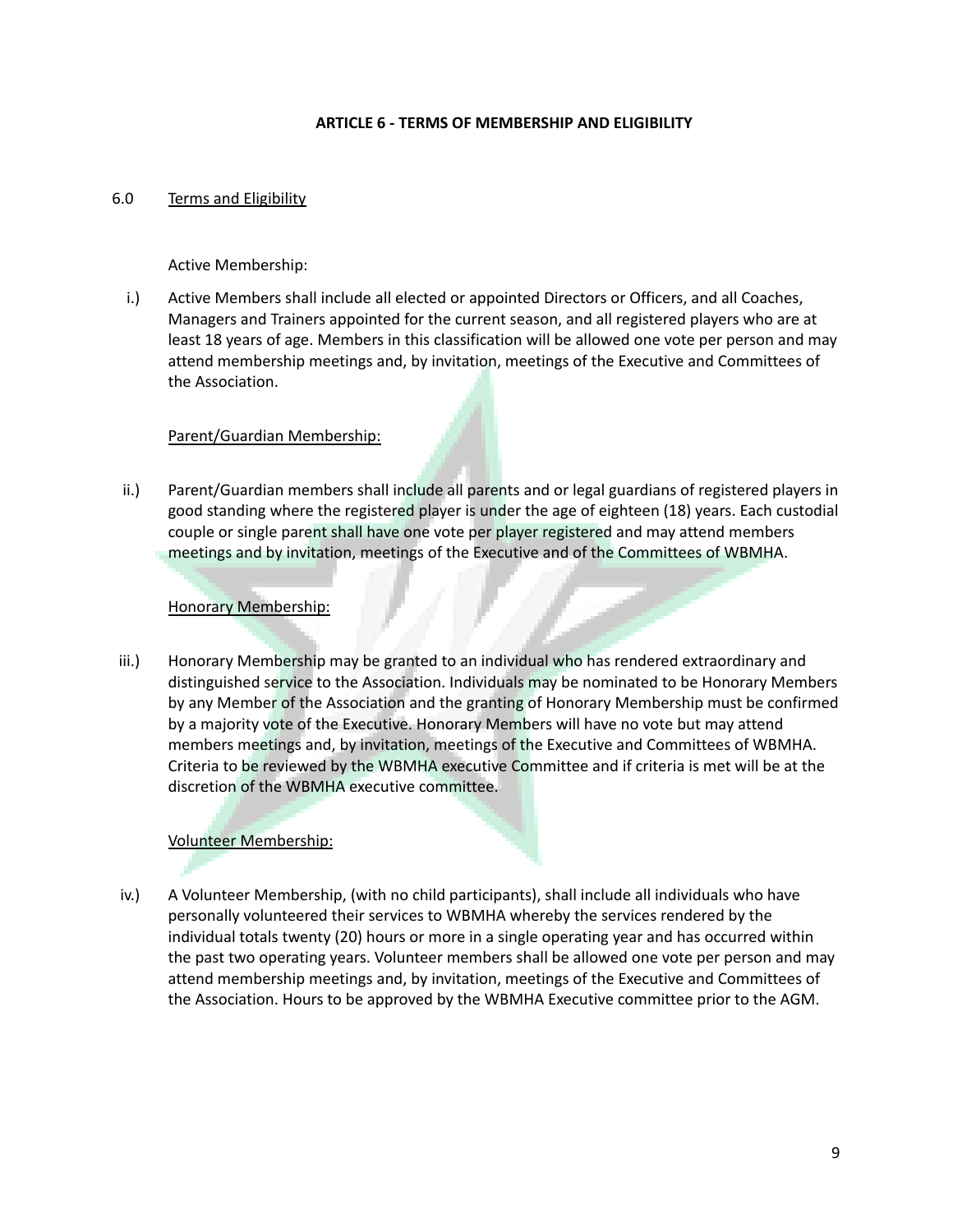## ARTICLE 6 - TERMS OF MEMBERSHIP AND ELIGIBILITY

6.0 <u>Terms and Eligibility</u>

Active Membership:

i.) Active Members shall include all elected or appointed Directors or Officers, and all Coaches, Managers and Trainers appointed for the current season, and all registered players who are at least 18 years of age. Members in this classification will be allowed one vote per person and may attend membership meetings and, by invitation, meetings of the Executive and Committees of the Association.

<u>Parent/Guardian Membership:</u>

ii.) Parent/Guardian members shall include all parents and or legal guardians of registered players in good standing where the registered player is under the age of eighteen (18) years. Each custodial couple or single parent shall have one vote per player registered and may attend members meetings and by invitation, meetings of the Executive and of the Committees of WBMHA.

<u>Honorary Membership:</u>

iii.) Honorary Membership may be granted to an individual who has rendered extraordinary and distinguished service to the Association. Individuals may be nominated to be Honorary Members by any Member of the Association and the granting of Honorary Membership must be confirmed by a majority vote of the Executive. Honorary Members will have no vote but may attend members meetings and, by invitation, meetings of the Executive and Committees of WBMHA. Criteria to be reviewed by the WBMHA executive Committee and if criteria is met will be at the discretion of the WBMHA executive committee.

<u>Volunteer Membership:</u>

iv.) A Volunteer Membership, (with no child participants), shall include all individuals who have personally volunteered their services to WBMHA whereby the services rendered by the individual totals twenty (20) hours or more in a single operating year and has occurred within the past two operating years. Volunteer members shall be allowed one vote per person and may attend membership meetings and, by invitation, meetings of the Executive and Committees of the Association. Hours to be approved by the WBMHA Executive committee prior to the AGM.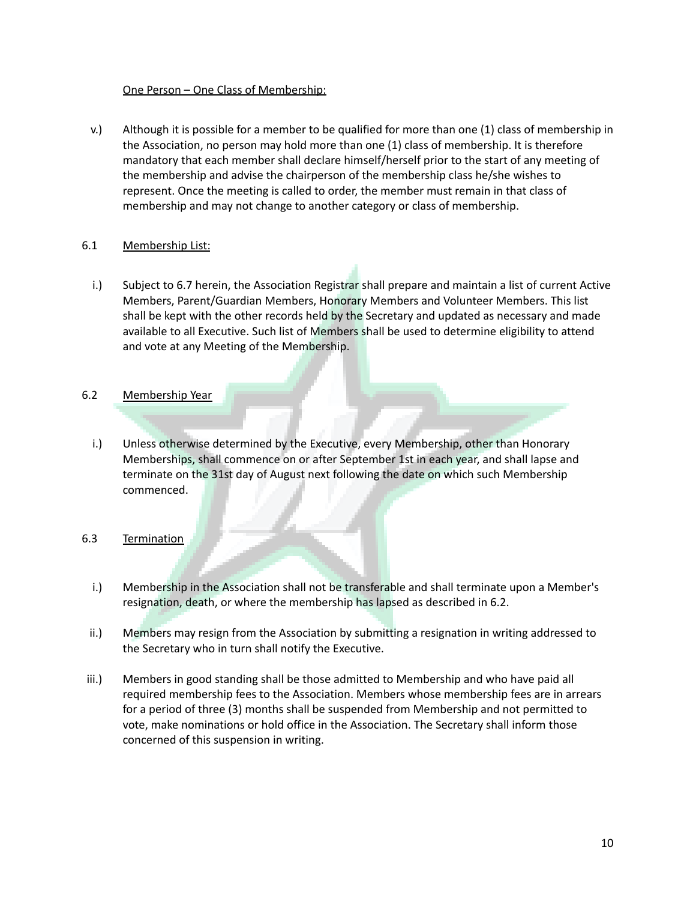<u>One Person – One Class of Membership:</u>

v.) Although it is possible for a member to be qualified for more than one (1) class of membership in the Association, no person may hold more than one (1) class of membership. It is therefore mandatory that each member shall declare himself/herself prior to the start of any meeting of the membership and advise the chairperson of the membership class he/she wishes to represent. Once the meeting is called to order, the member must remain in that class of membership and may not change to another category or class of membership.

## 6.1 <u>Membership List:</u>

i.) Subject to 6.7 herein, the Association Registrar shall prepare and maintain a list of current Active Members, Parent/Guardian Members, Honorary Members and Volunteer Members. This list shall be kept with the other records held by the Secretary and updated as necessary and made available to all Executive. Such list of Members shall be used to determine eligibility to attend and vote at any Meeting of the Membership.

## 6.2 <u>Membership Year</u>

i.) Unless otherwise determined by the Executive, every Membership, other than Honorary Memberships, shall commence on or after September 1st in each year, and shall lapse and terminate on the 31st day of August next following the date on which such Membership commenced.

## 6.3 <u>Termination</u>

i.) Membership in the Association shall not be transferable and shall terminate upon a Member's resignation, death, or where the membership has lapsed as described in 6.2.

ii.) Members may resign from the Association by submitting a resignation in writing addressed to the Secretary who in turn shall notify the Executive.

iii.) Members in good standing shall be those admitted to Membership and who have paid all required membership fees to the Association. Members whose membership fees are in arrears for a period of three (3) months shall be suspended from Membership and not permitted to vote, make nominations or hold office in the Association. The Secretary shall inform those concerned of this suspension in writing.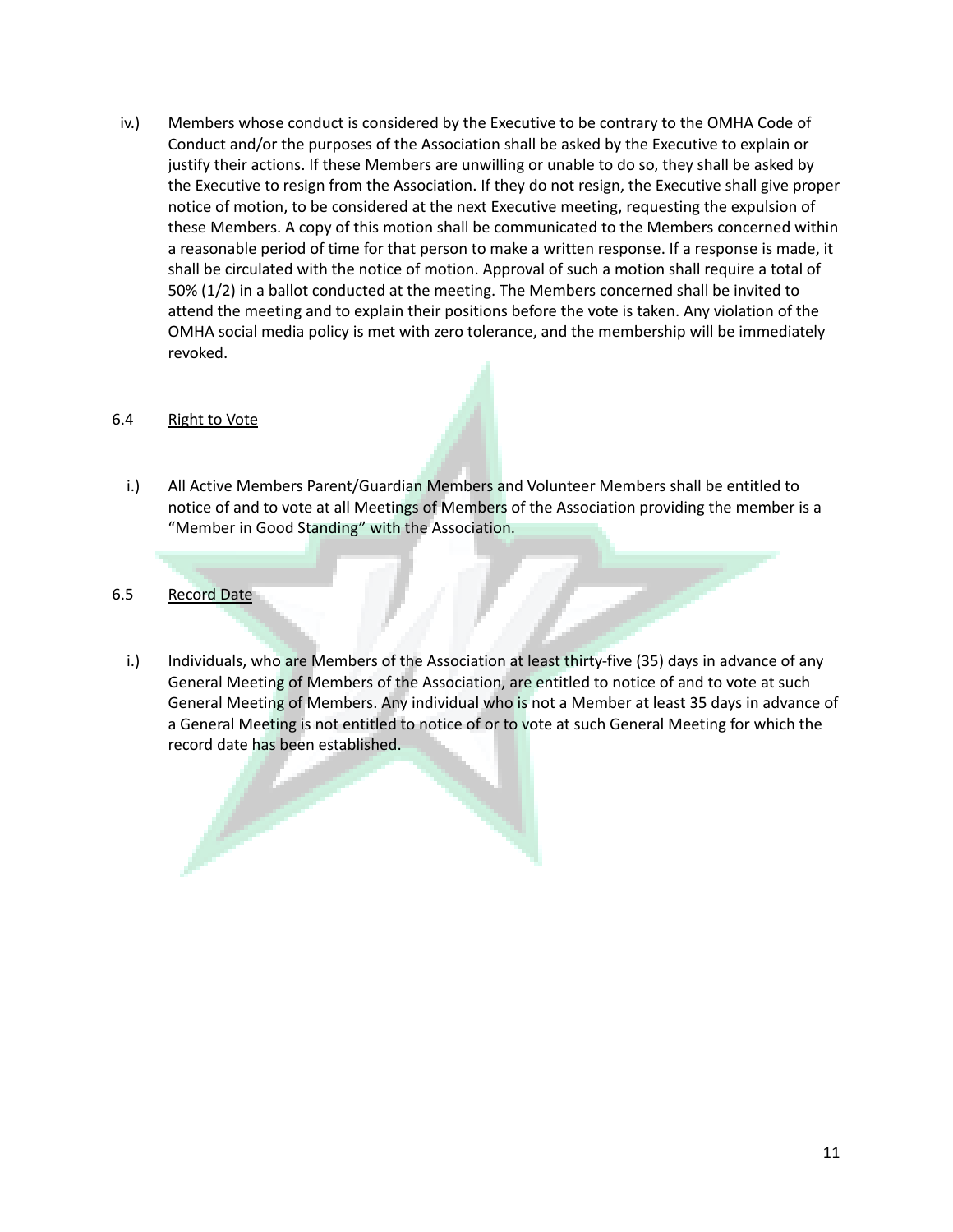iv.) Members whose conduct is considered by the Executive to be contrary to the OMHA Code of Conduct and/or the purposes of the Association shall be asked by the Executive to explain or justify their actions. If these Members are unwilling or unable to do so, they shall be asked by the Executive to resign from the Association. If they do not resign, the Executive shall give proper notice of motion, to be considered at the next Executive meeting, requesting the expulsion of these Members. A copy of this motion shall be communicated to the Members concerned within a reasonable period of time for that person to make a written response. If a response is made, it shall be circulated with the notice of motion. Approval of such a motion shall require a total of 50% (1/2) in a ballot conducted at the meeting. The Members concerned shall be invited to attend the meeting and to explain their positions before the vote is taken. Any violation of the OMHA social media policy is met with zero tolerance, and the membership will be immediately revoked.

### 6.4 Right to Vote

i.) All Active Members Parent/Guardian Members and Volunteer Members shall be entitled to notice of and to vote at all Meetings of Members of the Association providing the member is a "Member in Good Standing" with the Association.

### 6.5 Record Date

i.) Individuals, who are Members of the Association at least thirty-five (35) days in advance of any General Meeting of Members of the Association, are entitled to notice of and to vote at such General Meeting of Members. Any individual who is not a Member at least 35 days in advance of a General Meeting is not entitled to notice of or to vote at such General Meeting for which the record date has been established.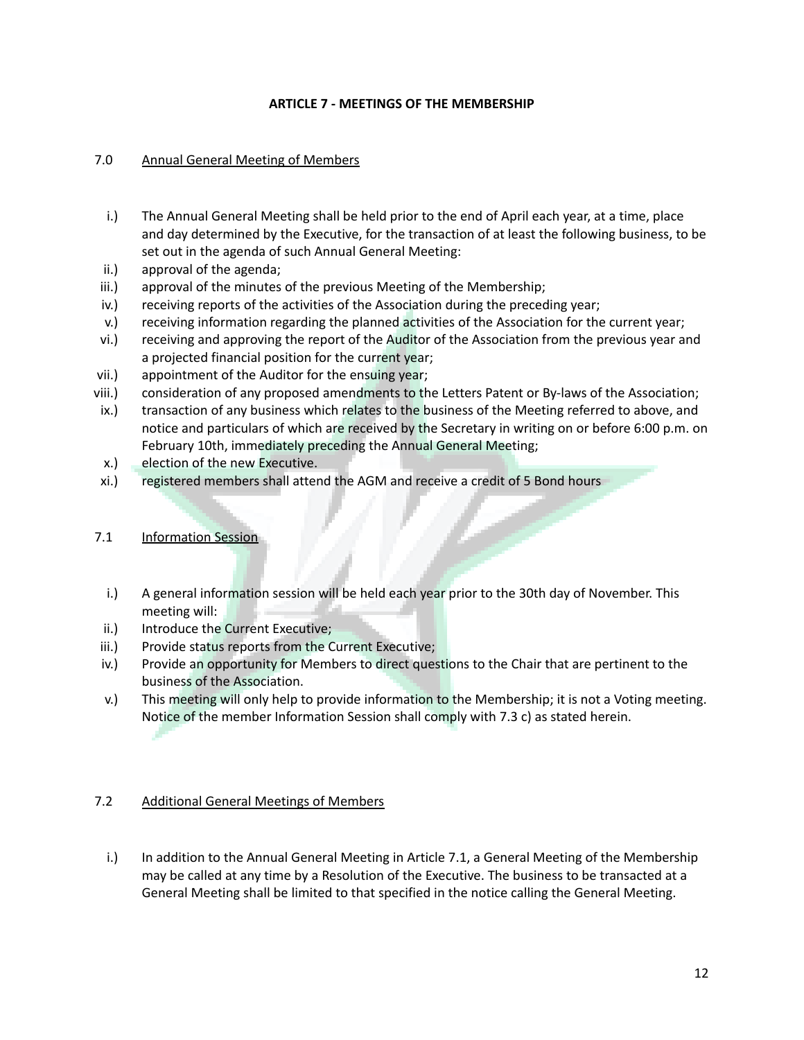## ARTICLE 7 - MEETINGS OF THE MEMBERSHIP

### 7.0 Annual General Meeting of Members

i.) The Annual General Meeting shall be held prior to the end of April each year, at a time, place and day determined by the Executive, for the transaction of at least the following business, to be set out in the agenda of such Annual General Meeting:

ii.) approval of the agenda;

iii.) approval of the minutes of the previous Meeting of the Membership;

iv.) receiving reports of the activities of the Association during the preceding year;

v.) receiving information regarding the planned activities of the Association for the current year;

vi.) receiving and approving the report of the Auditor of the Association from the previous year and a projected financial position for the current year;

vii.) appointment of the Auditor for the ensuing year;

viii.) consideration of any proposed amendments to the Letters Patent or By-laws of the Association;

ix.) transaction of any business which relates to the business of the Meeting referred to above, and notice and particulars of which are received by the Secretary in writing on or before 6:00 p.m. on February 10th, immediately preceding the Annual General Meeting;

x.) election of the new Executive.

xi.) registered members shall attend the AGM and receive a credit of 5 Bond hours

### 7.1 Information Session

i.) A general information session will be held each year prior to the 30th day of November. This meeting will:

ii.) Introduce the Current Executive;

iii.) Provide status reports from the Current Executive;

iv.) Provide an opportunity for Members to direct questions to the Chair that are pertinent to the business of the Association.

v.) This meeting will only help to provide information to the Membership; it is not a Voting meeting. Notice of the member Information Session shall comply with 7.3 c) as stated herein.

### 7.2 Additional General Meetings of Members

i.) In addition to the Annual General Meeting in Article 7.1, a General Meeting of the Membership may be called at any time by a Resolution of the Executive. The business to be transacted at a General Meeting shall be limited to that specified in the notice calling the General Meeting.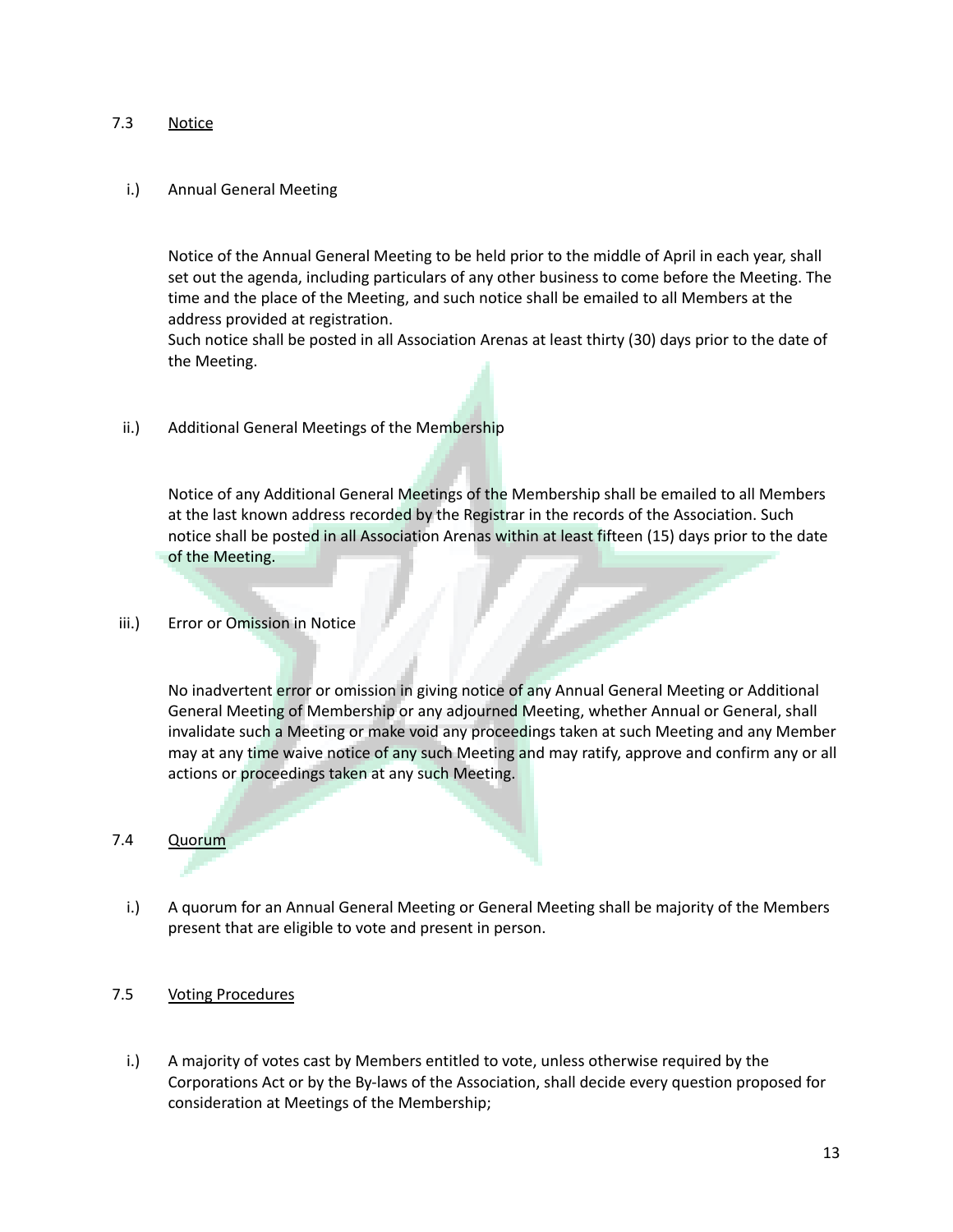7.3 Notice

i.) Annual General Meeting

Notice of the Annual General Meeting to be held prior to the middle of April in each year, shall set out the agenda, including particulars of any other business to come before the Meeting. The time and the place of the Meeting, and such notice shall be emailed to all Members at the address provided at registration.
Such notice shall be posted in all Association Arenas at least thirty (30) days prior to the date of the Meeting.

ii.) Additional General Meetings of the Membership

Notice of any Additional General Meetings of the Membership shall be emailed to all Members at the last known address recorded by the Registrar in the records of the Association. Such notice shall be posted in all Association Arenas within at least fifteen (15) days prior to the date of the Meeting.

iii.) Error or Omission in Notice

No inadvertent error or omission in giving notice of any Annual General Meeting or Additional General Meeting of Membership or any adjourned Meeting, whether Annual or General, shall invalidate such a Meeting or make void any proceedings taken at such Meeting and any Member may at any time waive notice of any such Meeting and may ratify, approve and confirm any or all actions or proceedings taken at any such Meeting.

7.4 Quorum

i.) A quorum for an Annual General Meeting or General Meeting shall be majority of the Members present that are eligible to vote and present in person.

7.5 Voting Procedures

i.) A majority of votes cast by Members entitled to vote, unless otherwise required by the Corporations Act or by the By-laws of the Association, shall decide every question proposed for consideration at Meetings of the Membership;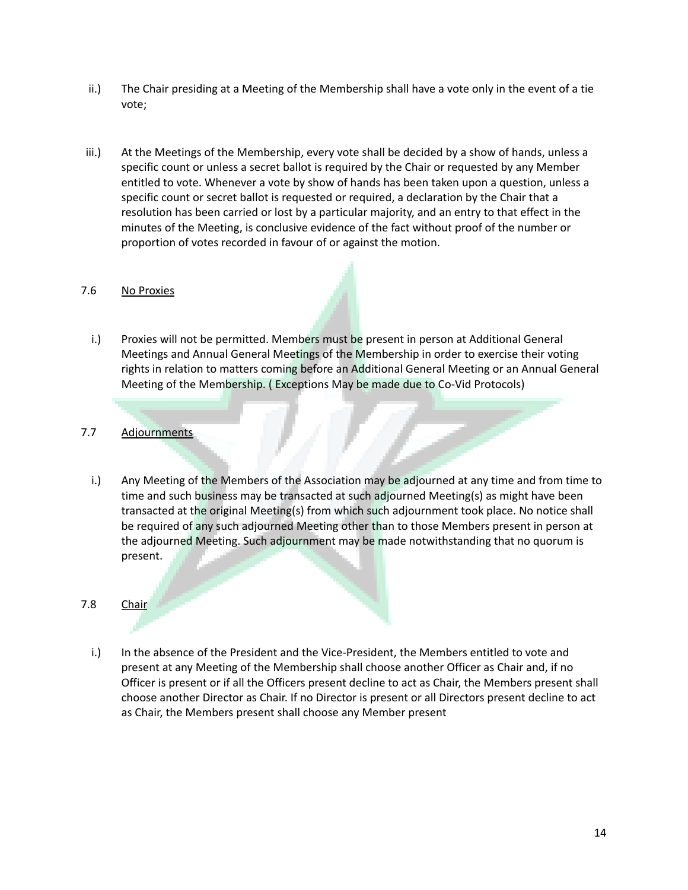ii.) The Chair presiding at a Meeting of the Membership shall have a vote only in the event of a tie vote;

iii.) At the Meetings of the Membership, every vote shall be decided by a show of hands, unless a specific count or unless a secret ballot is required by the Chair or requested by any Member entitled to vote. Whenever a vote by show of hands has been taken upon a question, unless a specific count or secret ballot is requested or required, a declaration by the Chair that a resolution has been carried or lost by a particular majority, and an entry to that effect in the minutes of the Meeting, is conclusive evidence of the fact without proof of the number or proportion of votes recorded in favour of or against the motion.

7.6 <u>No Proxies</u>

i.) Proxies will not be permitted. Members must be present in person at Additional General Meetings and Annual General Meetings of the Membership in order to exercise their voting rights in relation to matters coming before an Additional General Meeting or an Annual General Meeting of the Membership. ( Exceptions May be made due to Co-Vid Protocols)

7.7 <u>Adjournments</u>

i.) Any Meeting of the Members of the Association may be adjourned at any time and from time to time and such business may be transacted at such adjourned Meeting(s) as might have been transacted at the original Meeting(s) from which such adjournment took place. No notice shall be required of any such adjourned Meeting other than to those Members present in person at the adjourned Meeting. Such adjournment may be made notwithstanding that no quorum is present.

7.8 <u>Chair</u>

i.) In the absence of the President and the Vice-President, the Members entitled to vote and present at any Meeting of the Membership shall choose another Officer as Chair and, if no Officer is present or if all the Officers present decline to act as Chair, the Members present shall choose another Director as Chair. If no Director is present or all Directors present decline to act as Chair, the Members present shall choose any Member present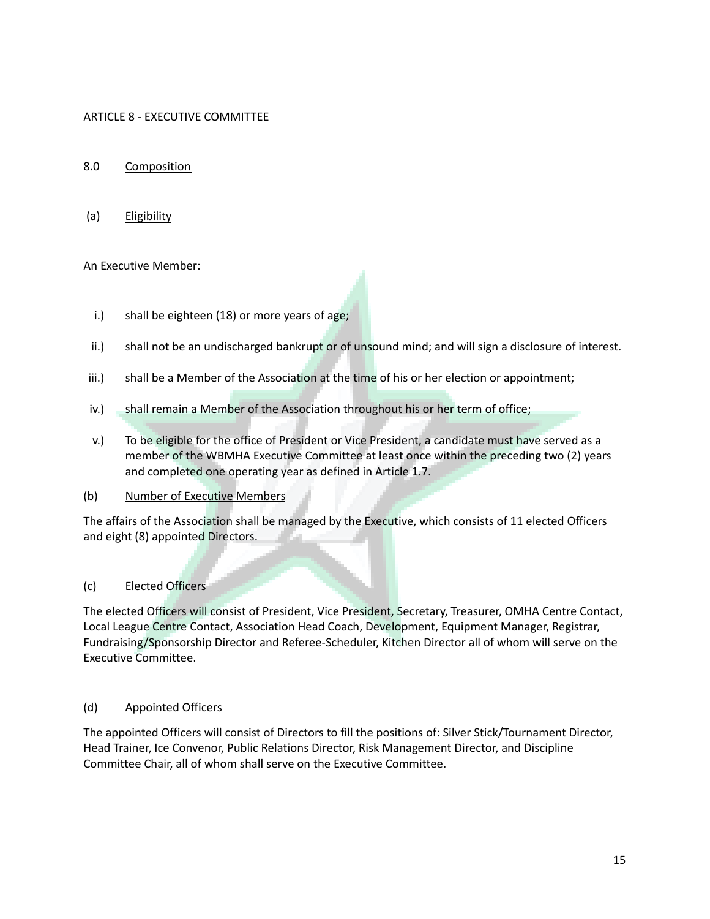ARTICLE 8 - EXECUTIVE COMMITTEE

8.0 Composition

(a) Eligibility

An Executive Member:

i.) shall be eighteen (18) or more years of age;

ii.) shall not be an undischarged bankrupt or of unsound mind; and will sign a disclosure of interest.

iii.) shall be a Member of the Association at the time of his or her election or appointment;

iv.) shall remain a Member of the Association throughout his or her term of office;

v.) To be eligible for the office of President or Vice President, a candidate must have served as a member of the WBMHA Executive Committee at least once within the preceding two (2) years and completed one operating year as defined in Article 1.7.

(b) Number of Executive Members

The affairs of the Association shall be managed by the Executive, which consists of 11 elected Officers and eight (8) appointed Directors.

(c) Elected Officers

The elected Officers will consist of President, Vice President, Secretary, Treasurer, OMHA Centre Contact, Local League Centre Contact, Association Head Coach, Development, Equipment Manager, Registrar, Fundraising/Sponsorship Director and Referee-Scheduler, Kitchen Director all of whom will serve on the Executive Committee.

(d) Appointed Officers

The appointed Officers will consist of Directors to fill the positions of: Silver Stick/Tournament Director, Head Trainer, Ice Convenor, Public Relations Director, Risk Management Director, and Discipline Committee Chair, all of whom shall serve on the Executive Committee.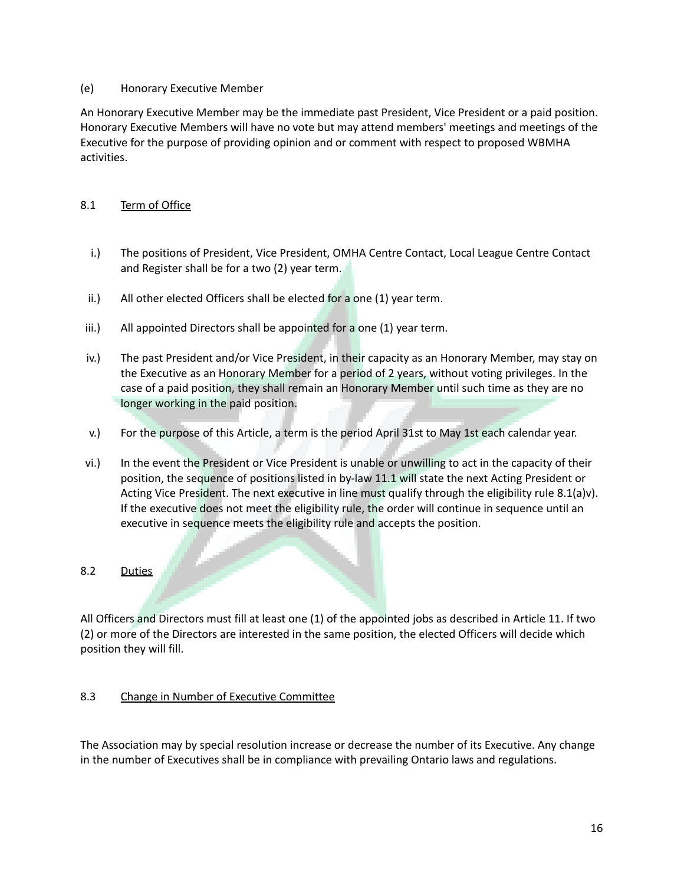(e) Honorary Executive Member

An Honorary Executive Member may be the immediate past President, Vice President or a paid position. Honorary Executive Members will have no vote but may attend members' meetings and meetings of the Executive for the purpose of providing opinion and or comment with respect to proposed WBMHA activities.

## 8.1 Term of Office

i.) The positions of President, Vice President, OMHA Centre Contact, Local League Centre Contact and Register shall be for a two (2) year term.

ii.) All other elected Officers shall be elected for a one (1) year term.

iii.) All appointed Directors shall be appointed for a one (1) year term.

iv.) The past President and/or Vice President, in their capacity as an Honorary Member, may stay on the Executive as an Honorary Member for a period of 2 years, without voting privileges. In the case of a paid position, they shall remain an Honorary Member until such time as they are no longer working in the paid position.

v.) For the purpose of this Article, a term is the period April 31st to May 1st each calendar year.

vi.) In the event the President or Vice President is unable or unwilling to act in the capacity of their position, the sequence of positions listed in by-law 11.1 will state the next Acting President or Acting Vice President. The next executive in line must qualify through the eligibility rule 8.1(a)v). If the executive does not meet the eligibility rule, the order will continue in sequence until an executive in sequence meets the eligibility rule and accepts the position.

## 8.2 Duties

All Officers and Directors must fill at least one (1) of the appointed jobs as described in Article 11. If two (2) or more of the Directors are interested in the same position, the elected Officers will decide which position they will fill.

## 8.3 Change in Number of Executive Committee

The Association may by special resolution increase or decrease the number of its Executive. Any change in the number of Executives shall be in compliance with prevailing Ontario laws and regulations.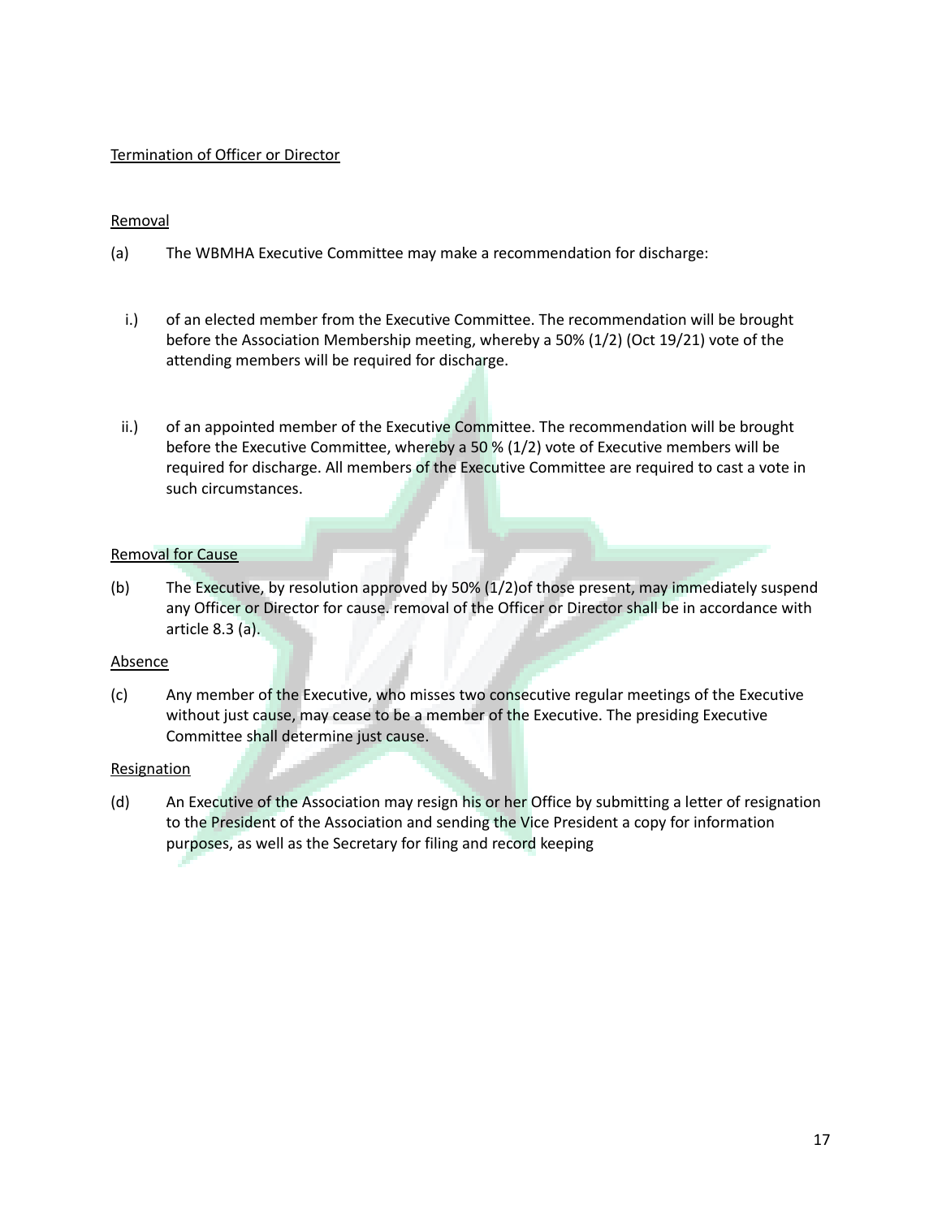Termination of Officer or Director

Removal

(a) The WBMHA Executive Committee may make a recommendation for discharge:

i.) of an elected member from the Executive Committee. The recommendation will be brought before the Association Membership meeting, whereby a 50% (1/2) (Oct 19/21) vote of the attending members will be required for discharge.

ii.) of an appointed member of the Executive Committee. The recommendation will be brought before the Executive Committee, whereby a 50 % (1/2) vote of Executive members will be required for discharge. All members of the Executive Committee are required to cast a vote in such circumstances.

Removal for Cause

(b) The Executive, by resolution approved by 50% (1/2)of those present, may immediately suspend any Officer or Director for cause. removal of the Officer or Director shall be in accordance with article 8.3 (a).

Absence

(c) Any member of the Executive, who misses two consecutive regular meetings of the Executive without just cause, may cease to be a member of the Executive. The presiding Executive Committee shall determine just cause.

Resignation

(d) An Executive of the Association may resign his or her Office by submitting a letter of resignation to the President of the Association and sending the Vice President a copy for information purposes, as well as the Secretary for filing and record keeping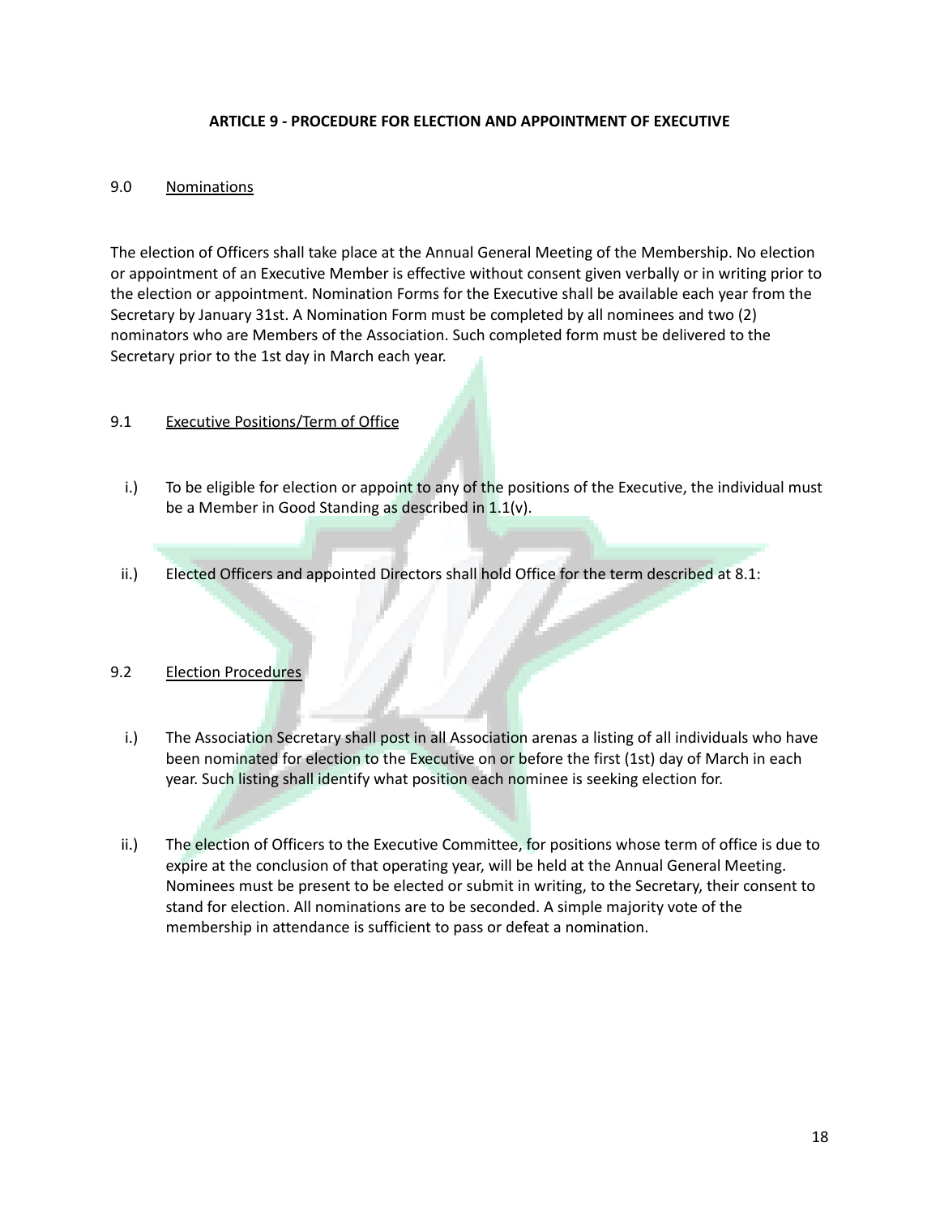## ARTICLE 9 - PROCEDURE FOR ELECTION AND APPOINTMENT OF EXECUTIVE

### 9.0 Nominations

The election of Officers shall take place at the Annual General Meeting of the Membership. No election or appointment of an Executive Member is effective without consent given verbally or in writing prior to the election or appointment. Nomination Forms for the Executive shall be available each year from the Secretary by January 31st. A Nomination Form must be completed by all nominees and two (2) nominators who are Members of the Association. Such completed form must be delivered to the Secretary prior to the 1st day in March each year.

### 9.1 Executive Positions/Term of Office

i.) To be eligible for election or appoint to any of the positions of the Executive, the individual must be a Member in Good Standing as described in 1.1(v).

ii.) Elected Officers and appointed Directors shall hold Office for the term described at 8.1:

### 9.2 Election Procedures

i.) The Association Secretary shall post in all Association arenas a listing of all individuals who have been nominated for election to the Executive on or before the first (1st) day of March in each year. Such listing shall identify what position each nominee is seeking election for.

ii.) The election of Officers to the Executive Committee, for positions whose term of office is due to expire at the conclusion of that operating year, will be held at the Annual General Meeting. Nominees must be present to be elected or submit in writing, to the Secretary, their consent to stand for election. All nominations are to be seconded. A simple majority vote of the membership in attendance is sufficient to pass or defeat a nomination.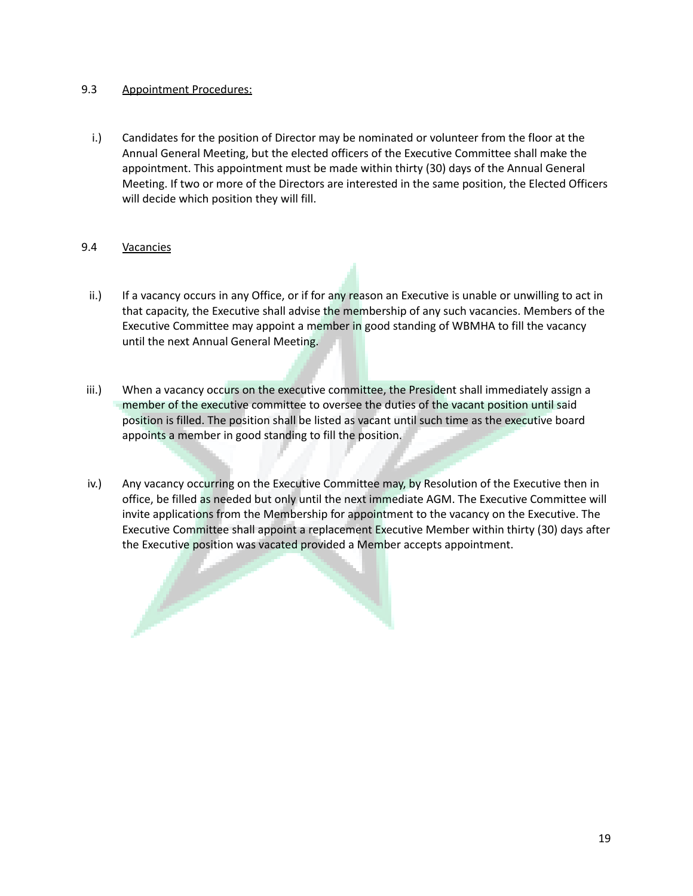9.3 Appointment Procedures:

i.) Candidates for the position of Director may be nominated or volunteer from the floor at the Annual General Meeting, but the elected officers of the Executive Committee shall make the appointment. This appointment must be made within thirty (30) days of the Annual General Meeting. If two or more of the Directors are interested in the same position, the Elected Officers will decide which position they will fill.

9.4 Vacancies

ii.) If a vacancy occurs in any Office, or if for any reason an Executive is unable or unwilling to act in that capacity, the Executive shall advise the membership of any such vacancies. Members of the Executive Committee may appoint a member in good standing of WBMHA to fill the vacancy until the next Annual General Meeting.

iii.) When a vacancy occurs on the executive committee, the President shall immediately assign a member of the executive committee to oversee the duties of the vacant position until said position is filled. The position shall be listed as vacant until such time as the executive board appoints a member in good standing to fill the position.

iv.) Any vacancy occurring on the Executive Committee may, by Resolution of the Executive then in office, be filled as needed but only until the next immediate AGM. The Executive Committee will invite applications from the Membership for appointment to the vacancy on the Executive. The Executive Committee shall appoint a replacement Executive Member within thirty (30) days after the Executive position was vacated provided a Member accepts appointment.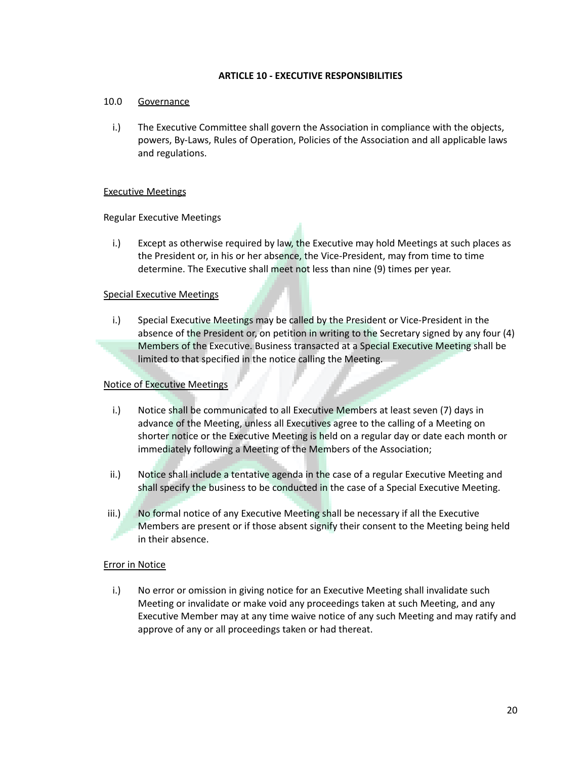## ARTICLE 10 - EXECUTIVE RESPONSIBILITIES

10.0 Governance

i.) The Executive Committee shall govern the Association in compliance with the objects, powers, By-Laws, Rules of Operation, Policies of the Association and all applicable laws and regulations.

### Executive Meetings

Regular Executive Meetings

i.) Except as otherwise required by law, the Executive may hold Meetings at such places as the President or, in his or her absence, the Vice-President, may from time to time determine. The Executive shall meet not less than nine (9) times per year.

Special Executive Meetings

i.) Special Executive Meetings may be called by the President or Vice-President in the absence of the President or, on petition in writing to the Secretary signed by any four (4) Members of the Executive. Business transacted at a Special Executive Meeting shall be limited to that specified in the notice calling the Meeting.

Notice of Executive Meetings

i.) Notice shall be communicated to all Executive Members at least seven (7) days in advance of the Meeting, unless all Executives agree to the calling of a Meeting on shorter notice or the Executive Meeting is held on a regular day or date each month or immediately following a Meeting of the Members of the Association;

ii.) Notice shall include a tentative agenda in the case of a regular Executive Meeting and shall specify the business to be conducted in the case of a Special Executive Meeting.

iii.) No formal notice of any Executive Meeting shall be necessary if all the Executive Members are present or if those absent signify their consent to the Meeting being held in their absence.

Error in Notice

i.) No error or omission in giving notice for an Executive Meeting shall invalidate such Meeting or invalidate or make void any proceedings taken at such Meeting, and any Executive Member may at any time waive notice of any such Meeting and may ratify and approve of any or all proceedings taken or had thereat.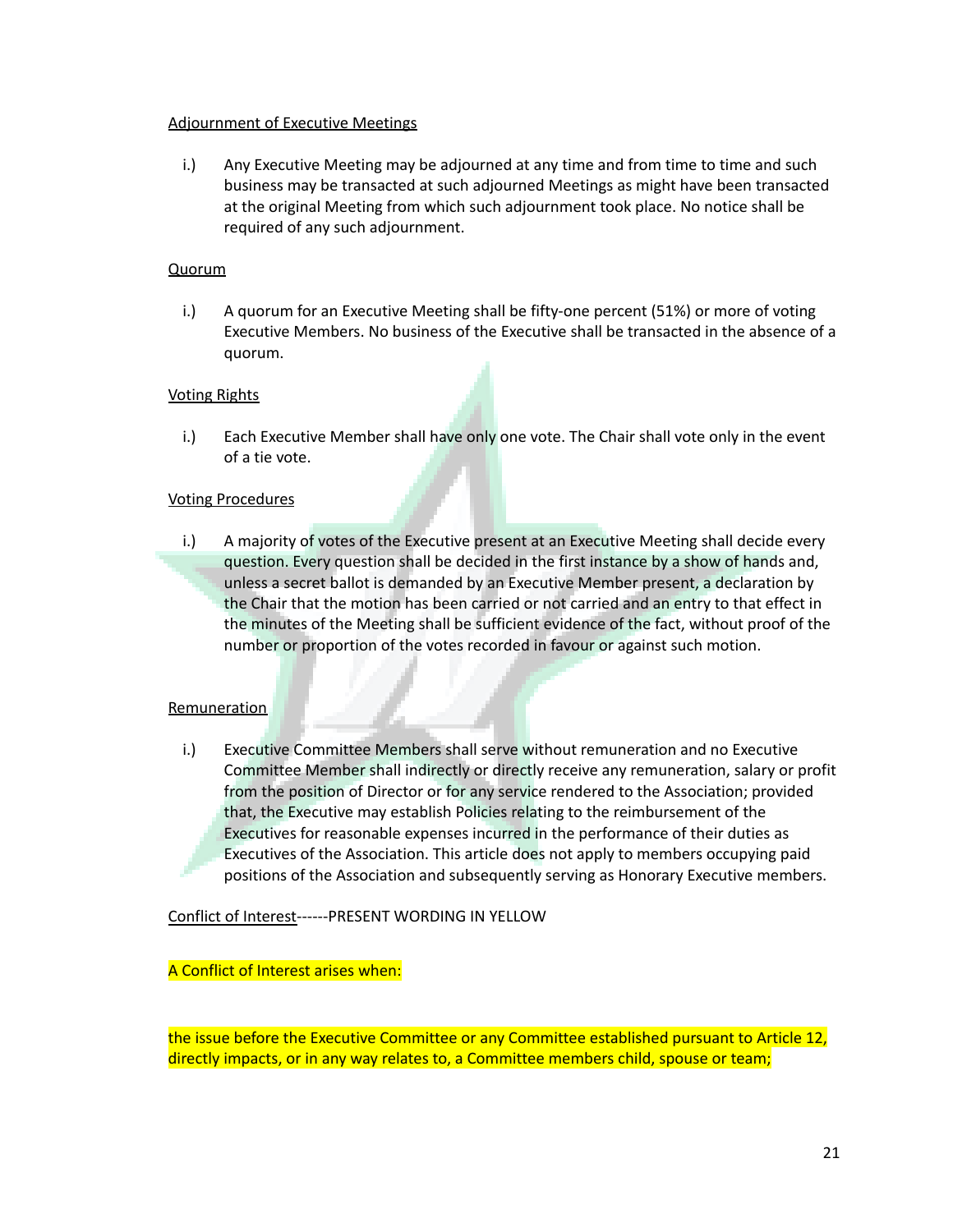Adjournment of Executive Meetings

i.) Any Executive Meeting may be adjourned at any time and from time to time and such business may be transacted at such adjourned Meetings as might have been transacted at the original Meeting from which such adjournment took place. No notice shall be required of any such adjournment.

Quorum

i.) A quorum for an Executive Meeting shall be fifty-one percent (51%) or more of voting Executive Members. No business of the Executive shall be transacted in the absence of a quorum.

Voting Rights

i.) Each Executive Member shall have only one vote. The Chair shall vote only in the event of a tie vote.

Voting Procedures

i.) A majority of votes of the Executive present at an Executive Meeting shall decide every question. Every question shall be decided in the first instance by a show of hands and, unless a secret ballot is demanded by an Executive Member present, a declaration by the Chair that the motion has been carried or not carried and an entry to that effect in the minutes of the Meeting shall be sufficient evidence of the fact, without proof of the number or proportion of the votes recorded in favour or against such motion.

Remuneration

i.) Executive Committee Members shall serve without remuneration and no Executive Committee Member shall indirectly or directly receive any remuneration, salary or profit from the position of Director or for any service rendered to the Association; provided that, the Executive may establish Policies relating to the reimbursement of the Executives for reasonable expenses incurred in the performance of their duties as Executives of the Association. This article does not apply to members occupying paid positions of the Association and subsequently serving as Honorary Executive members.

Conflict of Interest------PRESENT WORDING IN YELLOW

A Conflict of Interest arises when:

the issue before the Executive Committee or any Committee established pursuant to Article 12, directly impacts, or in any way relates to, a Committee members child, spouse or team;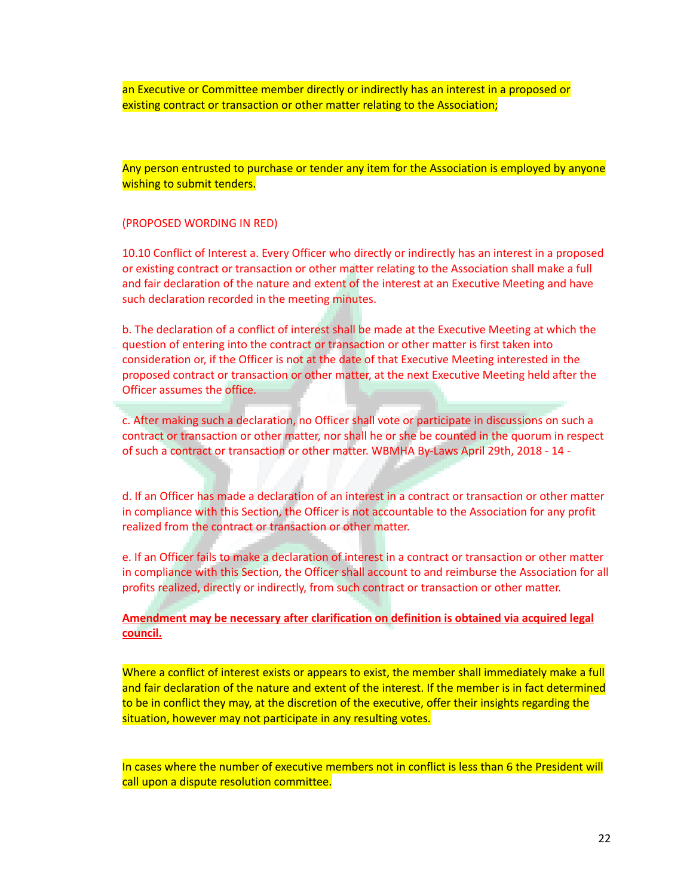an Executive or Committee member directly or indirectly has an interest in a proposed or existing contract or transaction or other matter relating to the Association;

Any person entrusted to purchase or tender any item for the Association is employed by anyone wishing to submit tenders.

(PROPOSED WORDING IN RED)

10.10 Conflict of Interest a. Every Officer who directly or indirectly has an interest in a proposed or existing contract or transaction or other matter relating to the Association shall make a full and fair declaration of the nature and extent of the interest at an Executive Meeting and have such declaration recorded in the meeting minutes.

b. The declaration of a conflict of interest shall be made at the Executive Meeting at which the question of entering into the contract or transaction or other matter is first taken into consideration or, if the Officer is not at the date of that Executive Meeting interested in the proposed contract or transaction or other matter, at the next Executive Meeting held after the Officer assumes the office.

c. After making such a declaration, no Officer shall vote or participate in discussions on such a contract or transaction or other matter, nor shall he or she be counted in the quorum in respect of such a contract or transaction or other matter. WBMHA By-Laws April 29th, 2018 - 14 -

d. If an Officer has made a declaration of an interest in a contract or transaction or other matter in compliance with this Section, the Officer is not accountable to the Association for any profit realized from the contract or transaction or other matter.

e. If an Officer fails to make a declaration of interest in a contract or transaction or other matter in compliance with this Section, the Officer shall account to and reimburse the Association for all profits realized, directly or indirectly, from such contract or transaction or other matter.

**Amendment may be necessary after clarification on definition is obtained via acquired legal council.**

Where a conflict of interest exists or appears to exist, the member shall immediately make a full and fair declaration of the nature and extent of the interest. If the member is in fact determined to be in conflict they may, at the discretion of the executive, offer their insights regarding the situation, however may not participate in any resulting votes.

In cases where the number of executive members not in conflict is less than 6 the President will call upon a dispute resolution committee.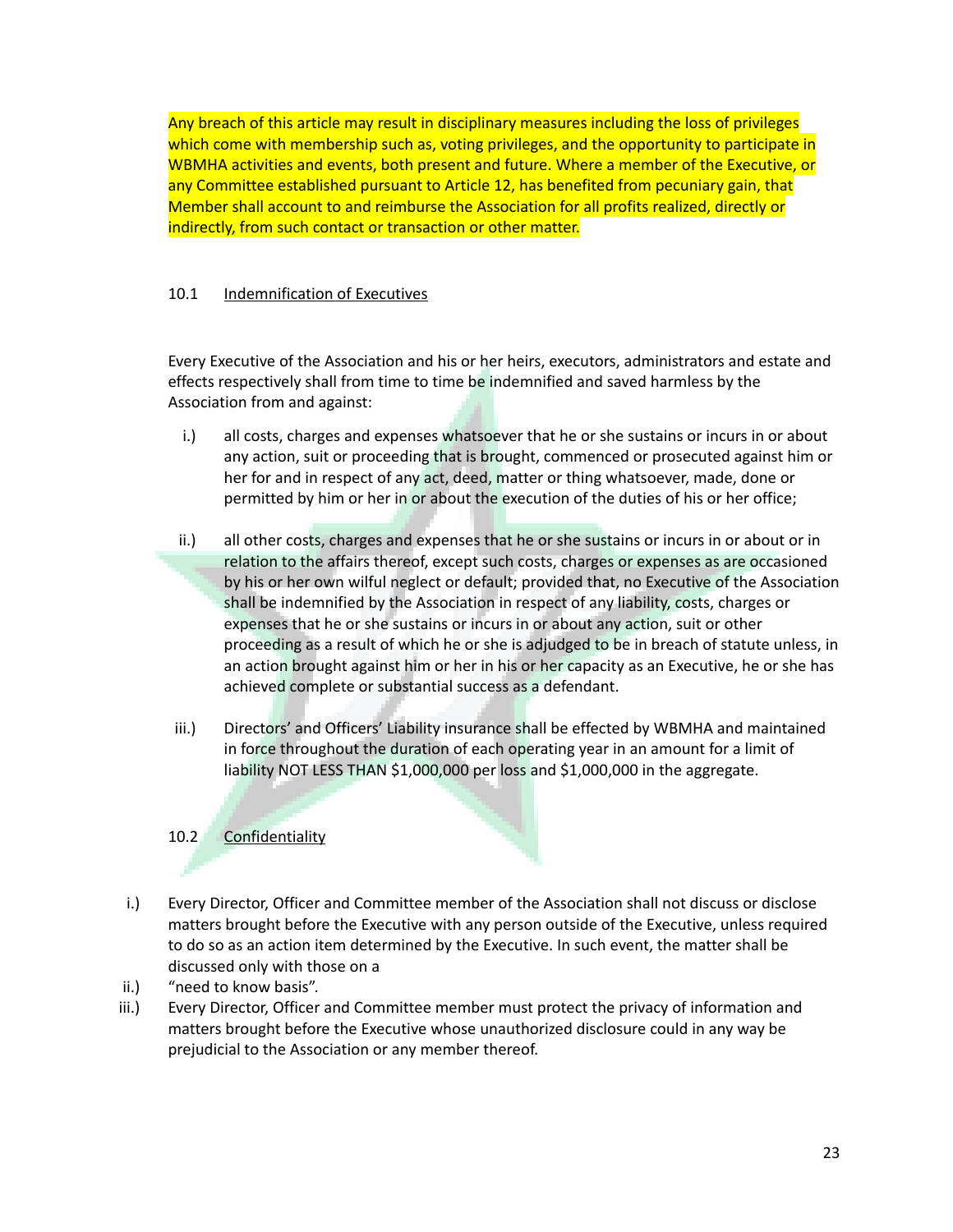Any breach of this article may result in disciplinary measures including the loss of privileges which come with membership such as, voting privileges, and the opportunity to participate in WBMHA activities and events, both present and future. Where a member of the Executive, or any Committee established pursuant to Article 12, has benefited from pecuniary gain, that Member shall account to and reimburse the Association for all profits realized, directly or indirectly, from such contact or transaction or other matter.

### 10.1 Indemnification of Executives

Every Executive of the Association and his or her heirs, executors, administrators and estate and effects respectively shall from time to time be indemnified and saved harmless by the Association from and against:

i.) all costs, charges and expenses whatsoever that he or she sustains or incurs in or about any action, suit or proceeding that is brought, commenced or prosecuted against him or her for and in respect of any act, deed, matter or thing whatsoever, made, done or permitted by him or her in or about the execution of the duties of his or her office;

ii.) all other costs, charges and expenses that he or she sustains or incurs in or about or in relation to the affairs thereof, except such costs, charges or expenses as are occasioned by his or her own wilful neglect or default; provided that, no Executive of the Association shall be indemnified by the Association in respect of any liability, costs, charges or expenses that he or she sustains or incurs in or about any action, suit or other proceeding as a result of which he or she is adjudged to be in breach of statute unless, in an action brought against him or her in his or her capacity as an Executive, he or she has achieved complete or substantial success as a defendant.

iii.) Directors' and Officers' Liability insurance shall be effected by WBMHA and maintained in force throughout the duration of each operating year in an amount for a limit of liability NOT LESS THAN $1,000,000 per loss and $1,000,000 in the aggregate.

### 10.2 Confidentiality

i.) Every Director, Officer and Committee member of the Association shall not discuss or disclose matters brought before the Executive with any person outside of the Executive, unless required to do so as an action item determined by the Executive. In such event, the matter shall be discussed only with those on a

ii.) "need to know basis".

iii.) Every Director, Officer and Committee member must protect the privacy of information and matters brought before the Executive whose unauthorized disclosure could in any way be prejudicial to the Association or any member thereof.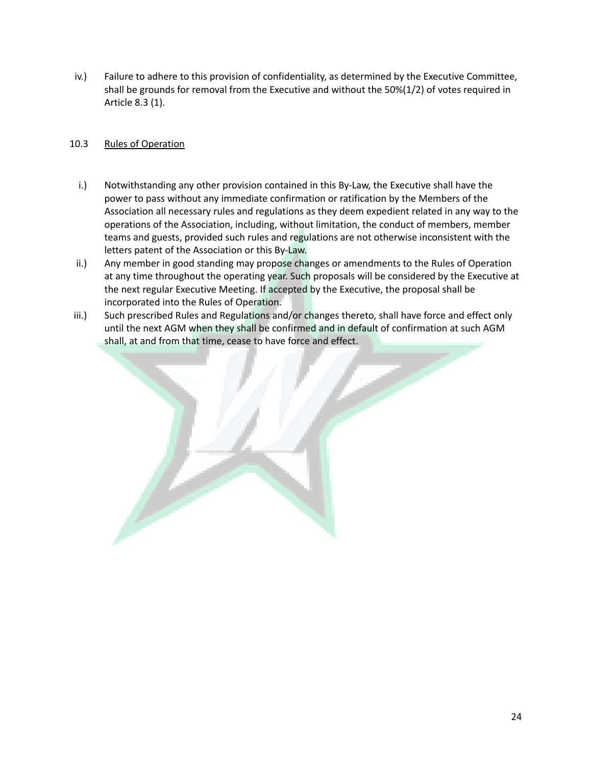iv.) Failure to adhere to this provision of confidentiality, as determined by the Executive Committee, shall be grounds for removal from the Executive and without the 50%(1/2) of votes required in Article 8.3 (1).

10.3 Rules of Operation

i.) Notwithstanding any other provision contained in this By-Law, the Executive shall have the power to pass without any immediate confirmation or ratification by the Members of the Association all necessary rules and regulations as they deem expedient related in any way to the operations of the Association, including, without limitation, the conduct of members, member teams and guests, provided such rules and regulations are not otherwise inconsistent with the letters patent of the Association or this By-Law.

ii.) Any member in good standing may propose changes or amendments to the Rules of Operation at any time throughout the operating year. Such proposals will be considered by the Executive at the next regular Executive Meeting. If accepted by the Executive, the proposal shall be incorporated into the Rules of Operation.

iii.) Such prescribed Rules and Regulations and/or changes thereto, shall have force and effect only until the next AGM when they shall be confirmed and in default of confirmation at such AGM shall, at and from that time, cease to have force and effect.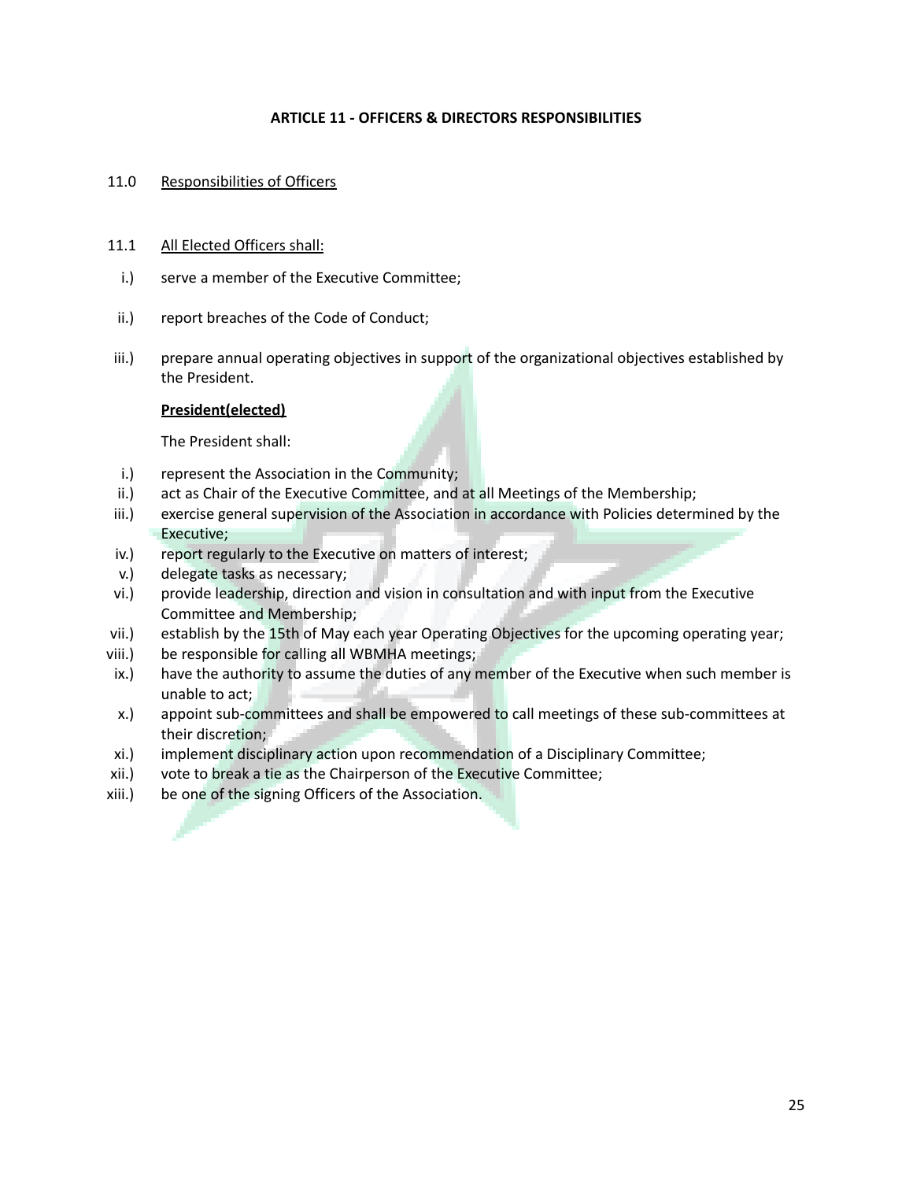## ARTICLE 11 - OFFICERS & DIRECTORS RESPONSIBILITIES

11.0 Responsibilities of Officers

11.1 All Elected Officers shall:

i.) serve a member of the Executive Committee;

ii.) report breaches of the Code of Conduct;

iii.) prepare annual operating objectives in support of the organizational objectives established by the President.

**President(elected)**

The President shall:

i.) represent the Association in the Community;
ii.) act as Chair of the Executive Committee, and at all Meetings of the Membership;
iii.) exercise general supervision of the Association in accordance with Policies determined by the Executive;
iv.) report regularly to the Executive on matters of interest;
v.) delegate tasks as necessary;
vi.) provide leadership, direction and vision in consultation and with input from the Executive Committee and Membership;
vii.) establish by the 15th of May each year Operating Objectives for the upcoming operating year;
viii.) be responsible for calling all WBMHA meetings;
ix.) have the authority to assume the duties of any member of the Executive when such member is unable to act;
x.) appoint sub-committees and shall be empowered to call meetings of these sub-committees at their discretion;
xi.) implement disciplinary action upon recommendation of a Disciplinary Committee;
xii.) vote to break a tie as the Chairperson of the Executive Committee;
xiii.) be one of the signing Officers of the Association.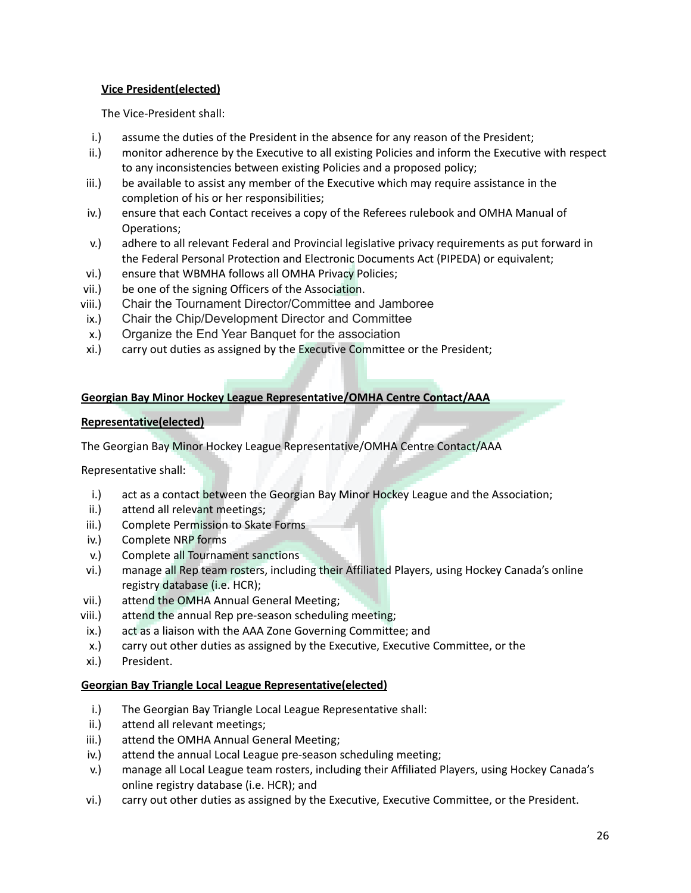**Vice President(elected)**

The Vice-President shall:

i.) assume the duties of the President in the absence for any reason of the President;
ii.) monitor adherence by the Executive to all existing Policies and inform the Executive with respect to any inconsistencies between existing Policies and a proposed policy;
iii.) be available to assist any member of the Executive which may require assistance in the completion of his or her responsibilities;
iv.) ensure that each Contact receives a copy of the Referees rulebook and OMHA Manual of Operations;
v.) adhere to all relevant Federal and Provincial legislative privacy requirements as put forward in the Federal Personal Protection and Electronic Documents Act (PIPEDA) or equivalent;
vi.) ensure that WBMHA follows all OMHA Privacy Policies;
vii.) be one of the signing Officers of the Association.
viii.) Chair the Tournament Director/Committee and Jamboree
ix.) Chair the Chip/Development Director and Committee
x.) Organize the End Year Banquet for the association
xi.) carry out duties as assigned by the Executive Committee or the President;

**Georgian Bay Minor Hockey League Representative/OMHA Centre Contact/AAA**

**Representative(elected)**

The Georgian Bay Minor Hockey League Representative/OMHA Centre Contact/AAA

Representative shall:

i.) act as a contact between the Georgian Bay Minor Hockey League and the Association;
ii.) attend all relevant meetings;
iii.) Complete Permission to Skate Forms
iv.) Complete NRP forms
v.) Complete all Tournament sanctions
vi.) manage all Rep team rosters, including their Affiliated Players, using Hockey Canada's online registry database (i.e. HCR);
vii.) attend the OMHA Annual General Meeting;
viii.) attend the annual Rep pre-season scheduling meeting;
ix.) act as a liaison with the AAA Zone Governing Committee; and
x.) carry out other duties as assigned by the Executive, Executive Committee, or the
xi.) President.

**Georgian Bay Triangle Local League Representative(elected)**

i.) The Georgian Bay Triangle Local League Representative shall:
ii.) attend all relevant meetings;
iii.) attend the OMHA Annual General Meeting;
iv.) attend the annual Local League pre-season scheduling meeting;
v.) manage all Local League team rosters, including their Affiliated Players, using Hockey Canada's online registry database (i.e. HCR); and
vi.) carry out other duties as assigned by the Executive, Executive Committee, or the President.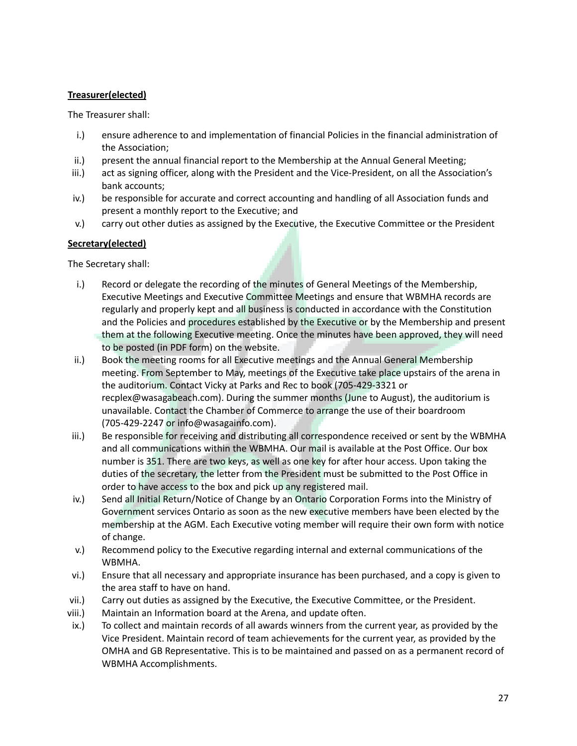**Treasurer(elected)**

The Treasurer shall:

i.) ensure adherence to and implementation of financial Policies in the financial administration of the Association;

ii.) present the annual financial report to the Membership at the Annual General Meeting;

iii.) act as signing officer, along with the President and the Vice-President, on all the Association's bank accounts;

iv.) be responsible for accurate and correct accounting and handling of all Association funds and present a monthly report to the Executive; and

v.) carry out other duties as assigned by the Executive, the Executive Committee or the President

**Secretary(elected)**

The Secretary shall:

i.) Record or delegate the recording of the minutes of General Meetings of the Membership, Executive Meetings and Executive Committee Meetings and ensure that WBMHA records are regularly and properly kept and all business is conducted in accordance with the Constitution and the Policies and procedures established by the Executive or by the Membership and present them at the following Executive meeting. Once the minutes have been approved, they will need to be posted (in PDF form) on the website.

ii.) Book the meeting rooms for all Executive meetings and the Annual General Membership meeting. From September to May, meetings of the Executive take place upstairs of the arena in the auditorium. Contact Vicky at Parks and Rec to book (705-429-3321 or recplex@wasagabeach.com). During the summer months (June to August), the auditorium is unavailable. Contact the Chamber of Commerce to arrange the use of their boardroom (705-429-2247 or info@wasagainfo.com).

iii.) Be responsible for receiving and distributing all correspondence received or sent by the WBMHA and all communications within the WBMHA. Our mail is available at the Post Office. Our box number is 351. There are two keys, as well as one key for after hour access. Upon taking the duties of the secretary, the letter from the President must be submitted to the Post Office in order to have access to the box and pick up any registered mail.

iv.) Send all Initial Return/Notice of Change by an Ontario Corporation Forms into the Ministry of Government services Ontario as soon as the new executive members have been elected by the membership at the AGM. Each Executive voting member will require their own form with notice of change.

v.) Recommend policy to the Executive regarding internal and external communications of the WBMHA.

vi.) Ensure that all necessary and appropriate insurance has been purchased, and a copy is given to the area staff to have on hand.

vii.) Carry out duties as assigned by the Executive, the Executive Committee, or the President.

viii.) Maintain an Information board at the Arena, and update often.

ix.) To collect and maintain records of all awards winners from the current year, as provided by the Vice President. Maintain record of team achievements for the current year, as provided by the OMHA and GB Representative. This is to be maintained and passed on as a permanent record of WBMHA Accomplishments.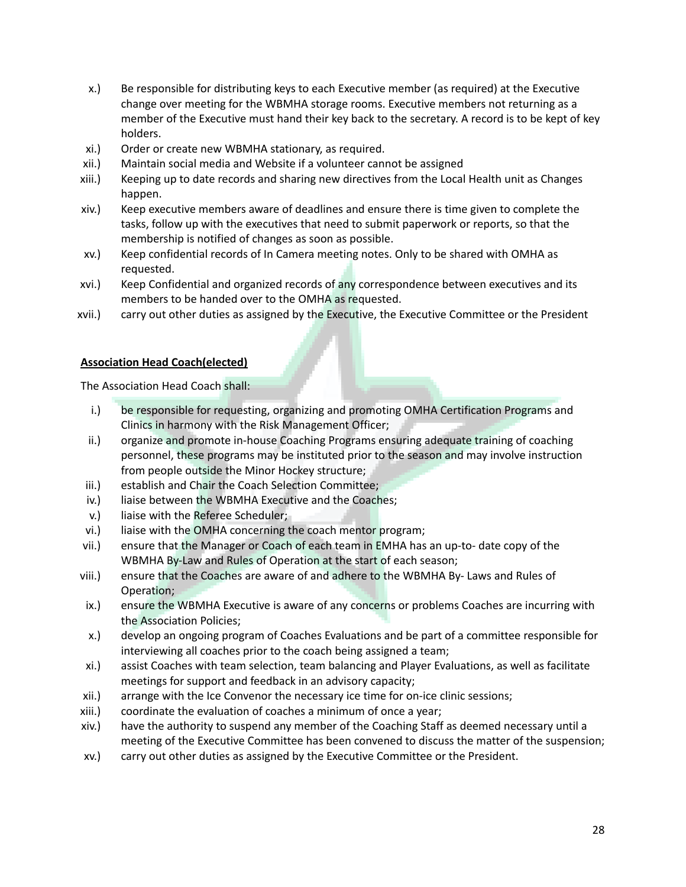x.) Be responsible for distributing keys to each Executive member (as required) at the Executive change over meeting for the WBMHA storage rooms. Executive members not returning as a member of the Executive must hand their key back to the secretary. A record is to be kept of key holders.

xi.) Order or create new WBMHA stationary, as required.

xii.) Maintain social media and Website if a volunteer cannot be assigned

xiii.) Keeping up to date records and sharing new directives from the Local Health unit as Changes happen.

xiv.) Keep executive members aware of deadlines and ensure there is time given to complete the tasks, follow up with the executives that need to submit paperwork or reports, so that the membership is notified of changes as soon as possible.

xv.) Keep confidential records of In Camera meeting notes. Only to be shared with OMHA as requested.

xvi.) Keep Confidential and organized records of any correspondence between executives and its members to be handed over to the OMHA as requested.

xvii.) carry out other duties as assigned by the Executive, the Executive Committee or the President

**Association Head Coach(elected)**

The Association Head Coach shall:

i.) be responsible for requesting, organizing and promoting OMHA Certification Programs and Clinics in harmony with the Risk Management Officer;

ii.) organize and promote in-house Coaching Programs ensuring adequate training of coaching personnel, these programs may be instituted prior to the season and may involve instruction from people outside the Minor Hockey structure;

iii.) establish and Chair the Coach Selection Committee;

iv.) liaise between the WBMHA Executive and the Coaches;

v.) liaise with the Referee Scheduler;

vi.) liaise with the OMHA concerning the coach mentor program;

vii.) ensure that the Manager or Coach of each team in EMHA has an up-to- date copy of the WBMHA By-Law and Rules of Operation at the start of each season;

viii.) ensure that the Coaches are aware of and adhere to the WBMHA By- Laws and Rules of Operation;

ix.) ensure the WBMHA Executive is aware of any concerns or problems Coaches are incurring with the Association Policies;

x.) develop an ongoing program of Coaches Evaluations and be part of a committee responsible for interviewing all coaches prior to the coach being assigned a team;

xi.) assist Coaches with team selection, team balancing and Player Evaluations, as well as facilitate meetings for support and feedback in an advisory capacity;

xii.) arrange with the Ice Convenor the necessary ice time for on-ice clinic sessions;

xiii.) coordinate the evaluation of coaches a minimum of once a year;

xiv.) have the authority to suspend any member of the Coaching Staff as deemed necessary until a meeting of the Executive Committee has been convened to discuss the matter of the suspension;

xv.) carry out other duties as assigned by the Executive Committee or the President.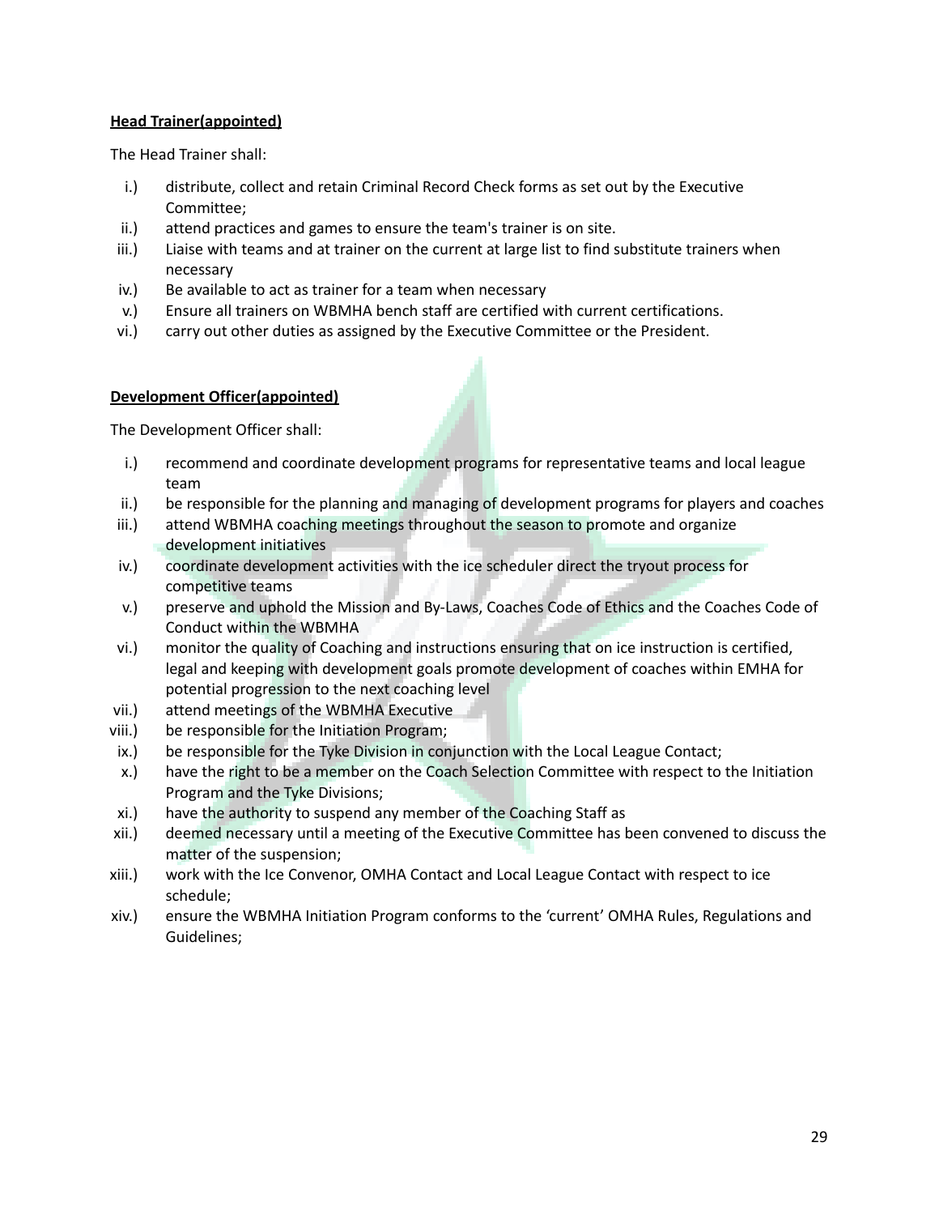**Head Trainer(appointed)**

The Head Trainer shall:

i.) distribute, collect and retain Criminal Record Check forms as set out by the Executive Committee;
ii.) attend practices and games to ensure the team's trainer is on site.
iii.) Liaise with teams and at trainer on the current at large list to find substitute trainers when necessary
iv.) Be available to act as trainer for a team when necessary
v.) Ensure all trainers on WBMHA bench staff are certified with current certifications.
vi.) carry out other duties as assigned by the Executive Committee or the President.

**Development Officer(appointed)**

The Development Officer shall:

i.) recommend and coordinate development programs for representative teams and local league team
ii.) be responsible for the planning and managing of development programs for players and coaches
iii.) attend WBMHA coaching meetings throughout the season to promote and organize development initiatives
iv.) coordinate development activities with the ice scheduler direct the tryout process for competitive teams
v.) preserve and uphold the Mission and By-Laws, Coaches Code of Ethics and the Coaches Code of Conduct within the WBMHA
vi.) monitor the quality of Coaching and instructions ensuring that on ice instruction is certified, legal and keeping with development goals promote development of coaches within EMHA for potential progression to the next coaching level
vii.) attend meetings of the WBMHA Executive
viii.) be responsible for the Initiation Program;
ix.) be responsible for the Tyke Division in conjunction with the Local League Contact;
x.) have the right to be a member on the Coach Selection Committee with respect to the Initiation Program and the Tyke Divisions;
xi.) have the authority to suspend any member of the Coaching Staff as
xii.) deemed necessary until a meeting of the Executive Committee has been convened to discuss the matter of the suspension;
xiii.) work with the Ice Convenor, OMHA Contact and Local League Contact with respect to ice schedule;
xiv.) ensure the WBMHA Initiation Program conforms to the 'current' OMHA Rules, Regulations and Guidelines;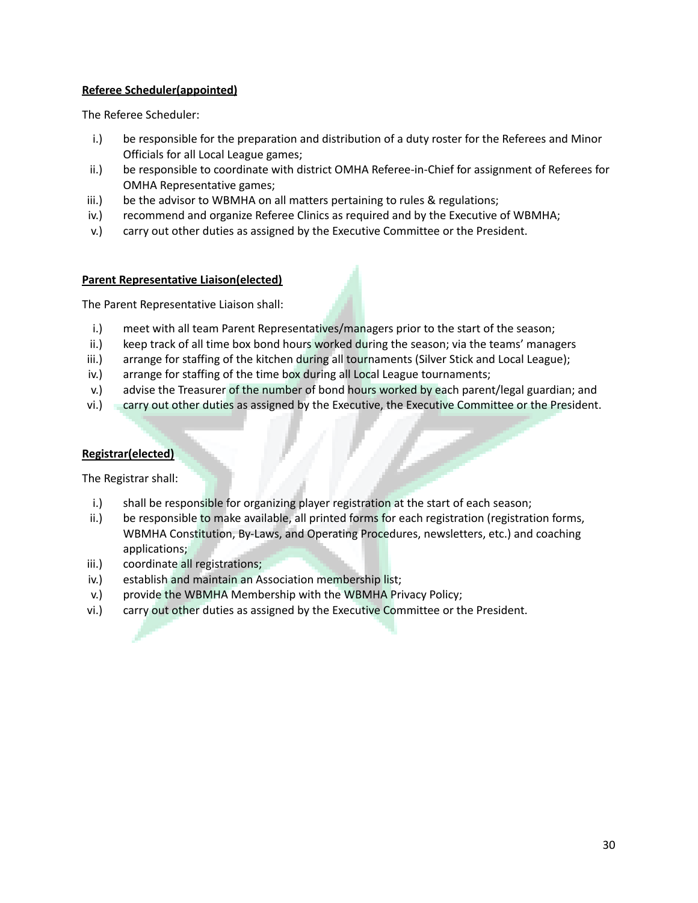**Referee Scheduler(appointed)**

The Referee Scheduler:

i.) be responsible for the preparation and distribution of a duty roster for the Referees and Minor Officials for all Local League games;
ii.) be responsible to coordinate with district OMHA Referee-in-Chief for assignment of Referees for OMHA Representative games;
iii.) be the advisor to WBMHA on all matters pertaining to rules & regulations;
iv.) recommend and organize Referee Clinics as required and by the Executive of WBMHA;
v.) carry out other duties as assigned by the Executive Committee or the President.

**Parent Representative Liaison(elected)**

The Parent Representative Liaison shall:

i.) meet with all team Parent Representatives/managers prior to the start of the season;
ii.) keep track of all time box bond hours worked during the season; via the teams' managers
iii.) arrange for staffing of the kitchen during all tournaments (Silver Stick and Local League);
iv.) arrange for staffing of the time box during all Local League tournaments;
v.) advise the Treasurer of the number of bond hours worked by each parent/legal guardian; and
vi.) carry out other duties as assigned by the Executive, the Executive Committee or the President.

**Registrar(elected)**

The Registrar shall:

i.) shall be responsible for organizing player registration at the start of each season;
ii.) be responsible to make available, all printed forms for each registration (registration forms, WBMHA Constitution, By-Laws, and Operating Procedures, newsletters, etc.) and coaching applications;
iii.) coordinate all registrations;
iv.) establish and maintain an Association membership list;
v.) provide the WBMHA Membership with the WBMHA Privacy Policy;
vi.) carry out other duties as assigned by the Executive Committee or the President.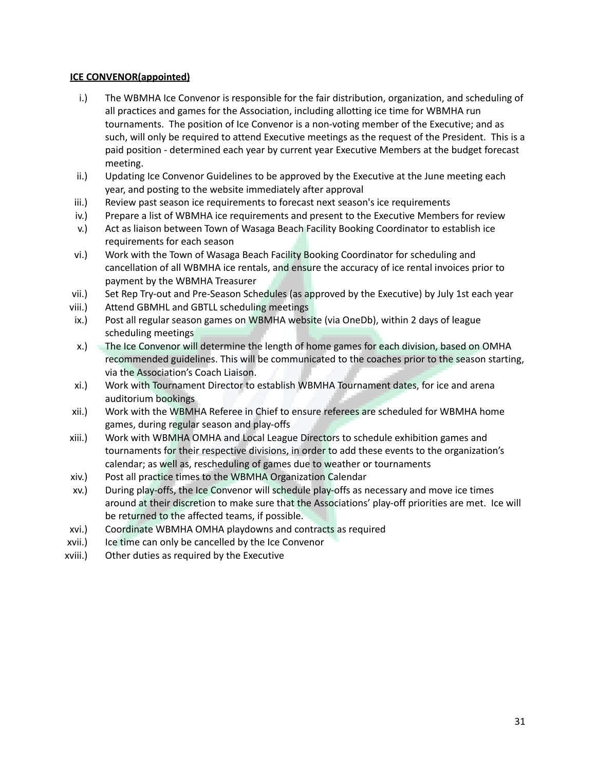**ICE CONVENOR(appointed)**

i.) The WBMHA Ice Convenor is responsible for the fair distribution, organization, and scheduling of all practices and games for the Association, including allotting ice time for WBMHA run tournaments. The position of Ice Convenor is a non-voting member of the Executive; and as such, will only be required to attend Executive meetings as the request of the President. This is a paid position - determined each year by current year Executive Members at the budget forecast meeting.

ii.) Updating Ice Convenor Guidelines to be approved by the Executive at the June meeting each year, and posting to the website immediately after approval

iii.) Review past season ice requirements to forecast next season's ice requirements

iv.) Prepare a list of WBMHA ice requirements and present to the Executive Members for review

v.) Act as liaison between Town of Wasaga Beach Facility Booking Coordinator to establish ice requirements for each season

vi.) Work with the Town of Wasaga Beach Facility Booking Coordinator for scheduling and cancellation of all WBMHA ice rentals, and ensure the accuracy of ice rental invoices prior to payment by the WBMHA Treasurer

vii.) Set Rep Try-out and Pre-Season Schedules (as approved by the Executive) by July 1st each year

viii.) Attend GBMHL and GBTLL scheduling meetings

ix.) Post all regular season games on WBMHA website (via OneDb), within 2 days of league scheduling meetings

x.) The Ice Convenor will determine the length of home games for each division, based on OMHA recommended guidelines. This will be communicated to the coaches prior to the season starting, via the Association's Coach Liaison.

xi.) Work with Tournament Director to establish WBMHA Tournament dates, for ice and arena auditorium bookings

xii.) Work with the WBMHA Referee in Chief to ensure referees are scheduled for WBMHA home games, during regular season and play-offs

xiii.) Work with WBMHA OMHA and Local League Directors to schedule exhibition games and tournaments for their respective divisions, in order to add these events to the organization's calendar; as well as, rescheduling of games due to weather or tournaments

xiv.) Post all practice times to the WBMHA Organization Calendar

xv.) During play-offs, the Ice Convenor will schedule play-offs as necessary and move ice times around at their discretion to make sure that the Associations' play-off priorities are met. Ice will be returned to the affected teams, if possible.

xvi.) Coordinate WBMHA OMHA playdowns and contracts as required

xvii.) Ice time can only be cancelled by the Ice Convenor

xviii.) Other duties as required by the Executive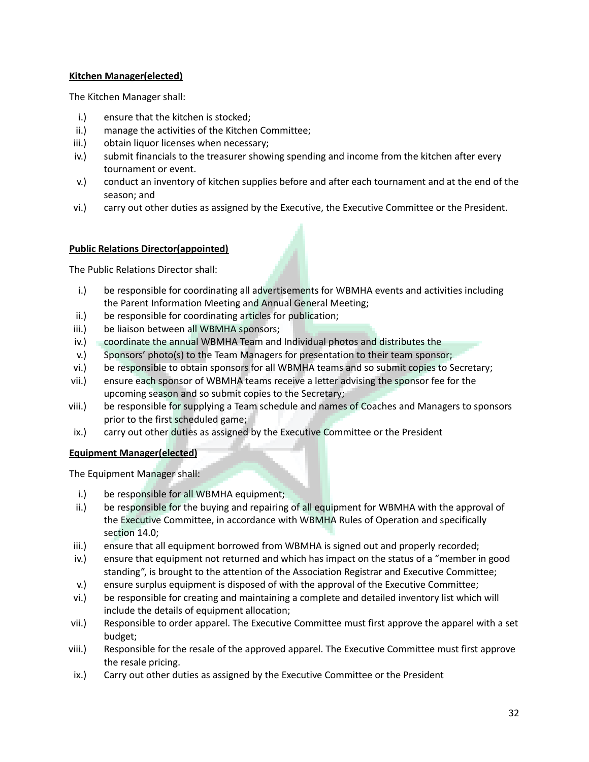**Kitchen Manager(elected)**

The Kitchen Manager shall:

i.) ensure that the kitchen is stocked;
ii.) manage the activities of the Kitchen Committee;
iii.) obtain liquor licenses when necessary;
iv.) submit financials to the treasurer showing spending and income from the kitchen after every tournament or event.
v.) conduct an inventory of kitchen supplies before and after each tournament and at the end of the season; and
vi.) carry out other duties as assigned by the Executive, the Executive Committee or the President.

**Public Relations Director(appointed)**

The Public Relations Director shall:

i.) be responsible for coordinating all advertisements for WBMHA events and activities including the Parent Information Meeting and Annual General Meeting;
ii.) be responsible for coordinating articles for publication;
iii.) be liaison between all WBMHA sponsors;
iv.) coordinate the annual WBMHA Team and Individual photos and distributes the
v.) Sponsors' photo(s) to the Team Managers for presentation to their team sponsor;
vi.) be responsible to obtain sponsors for all WBMHA teams and so submit copies to Secretary;
vii.) ensure each sponsor of WBMHA teams receive a letter advising the sponsor fee for the upcoming season and so submit copies to the Secretary;
viii.) be responsible for supplying a Team schedule and names of Coaches and Managers to sponsors prior to the first scheduled game;
ix.) carry out other duties as assigned by the Executive Committee or the President

**Equipment Manager(elected)**

The Equipment Manager shall:

i.) be responsible for all WBMHA equipment;
ii.) be responsible for the buying and repairing of all equipment for WBMHA with the approval of the Executive Committee, in accordance with WBMHA Rules of Operation and specifically section 14.0;
iii.) ensure that all equipment borrowed from WBMHA is signed out and properly recorded;
iv.) ensure that equipment not returned and which has impact on the status of a "member in good standing", is brought to the attention of the Association Registrar and Executive Committee;
v.) ensure surplus equipment is disposed of with the approval of the Executive Committee;
vi.) be responsible for creating and maintaining a complete and detailed inventory list which will include the details of equipment allocation;
vii.) Responsible to order apparel. The Executive Committee must first approve the apparel with a set budget;
viii.) Responsible for the resale of the approved apparel. The Executive Committee must first approve the resale pricing.
ix.) Carry out other duties as assigned by the Executive Committee or the President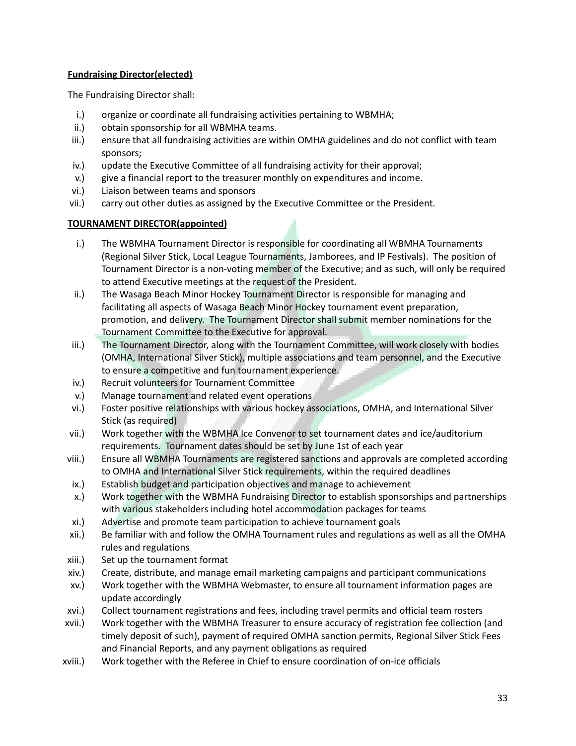**Fundraising Director(elected)**

The Fundraising Director shall:

i.) organize or coordinate all fundraising activities pertaining to WBMHA;
ii.) obtain sponsorship for all WBMHA teams.
iii.) ensure that all fundraising activities are within OMHA guidelines and do not conflict with team sponsors;
iv.) update the Executive Committee of all fundraising activity for their approval;
v.) give a financial report to the treasurer monthly on expenditures and income.
vi.) Liaison between teams and sponsors
vii.) carry out other duties as assigned by the Executive Committee or the President.

**TOURNAMENT DIRECTOR(appointed)**

i.) The WBMHA Tournament Director is responsible for coordinating all WBMHA Tournaments (Regional Silver Stick, Local League Tournaments, Jamborees, and IP Festivals). The position of Tournament Director is a non-voting member of the Executive; and as such, will only be required to attend Executive meetings at the request of the President.
ii.) The Wasaga Beach Minor Hockey Tournament Director is responsible for managing and facilitating all aspects of Wasaga Beach Minor Hockey tournament event preparation, promotion, and delivery. The Tournament Director shall submit member nominations for the Tournament Committee to the Executive for approval.
iii.) The Tournament Director, along with the Tournament Committee, will work closely with bodies (OMHA, International Silver Stick), multiple associations and team personnel, and the Executive to ensure a competitive and fun tournament experience.
iv.) Recruit volunteers for Tournament Committee
v.) Manage tournament and related event operations
vi.) Foster positive relationships with various hockey associations, OMHA, and International Silver Stick (as required)
vii.) Work together with the WBMHA Ice Convenor to set tournament dates and ice/auditorium requirements. Tournament dates should be set by June 1st of each year
viii.) Ensure all WBMHA Tournaments are registered sanctions and approvals are completed according to OMHA and International Silver Stick requirements, within the required deadlines
ix.) Establish budget and participation objectives and manage to achievement
x.) Work together with the WBMHA Fundraising Director to establish sponsorships and partnerships with various stakeholders including hotel accommodation packages for teams
xi.) Advertise and promote team participation to achieve tournament goals
xii.) Be familiar with and follow the OMHA Tournament rules and regulations as well as all the OMHA rules and regulations
xiii.) Set up the tournament format
xiv.) Create, distribute, and manage email marketing campaigns and participant communications
xv.) Work together with the WBMHA Webmaster, to ensure all tournament information pages are update accordingly
xvi.) Collect tournament registrations and fees, including travel permits and official team rosters
xvii.) Work together with the WBMHA Treasurer to ensure accuracy of registration fee collection (and timely deposit of such), payment of required OMHA sanction permits, Regional Silver Stick Fees and Financial Reports, and any payment obligations as required
xviii.) Work together with the Referee in Chief to ensure coordination of on-ice officials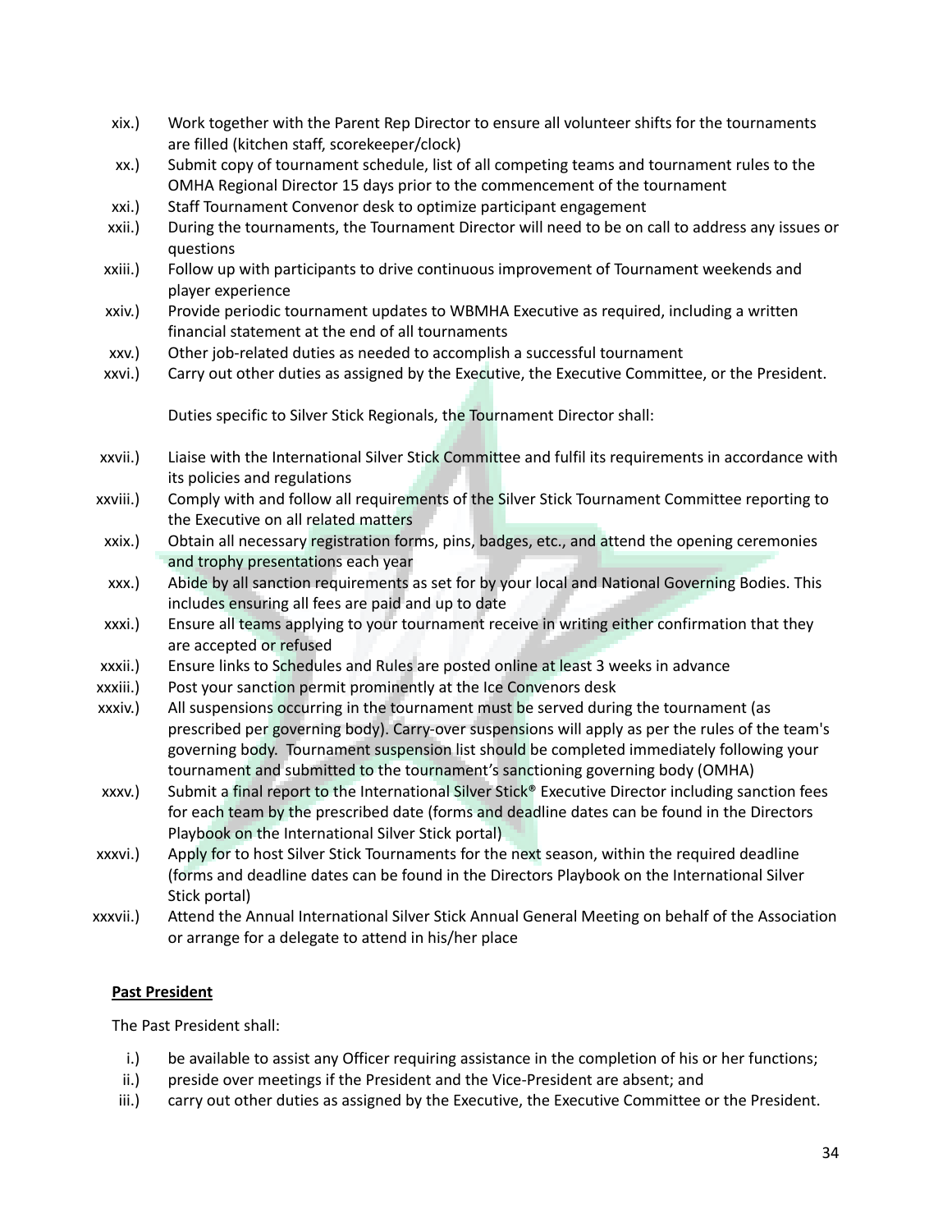xix.) Work together with the Parent Rep Director to ensure all volunteer shifts for the tournaments are filled (kitchen staff, scorekeeper/clock)

xx.) Submit copy of tournament schedule, list of all competing teams and tournament rules to the OMHA Regional Director 15 days prior to the commencement of the tournament

xxi.) Staff Tournament Convenor desk to optimize participant engagement

xxii.) During the tournaments, the Tournament Director will need to be on call to address any issues or questions

xxiii.) Follow up with participants to drive continuous improvement of Tournament weekends and player experience

xxiv.) Provide periodic tournament updates to WBMHA Executive as required, including a written financial statement at the end of all tournaments

xxv.) Other job-related duties as needed to accomplish a successful tournament

xxvi.) Carry out other duties as assigned by the Executive, the Executive Committee, or the President.

Duties specific to Silver Stick Regionals, the Tournament Director shall:

xxvii.) Liaise with the International Silver Stick Committee and fulfil its requirements in accordance with its policies and regulations

xxviii.) Comply with and follow all requirements of the Silver Stick Tournament Committee reporting to the Executive on all related matters

xxix.) Obtain all necessary registration forms, pins, badges, etc., and attend the opening ceremonies and trophy presentations each year

xxx.) Abide by all sanction requirements as set for by your local and National Governing Bodies. This includes ensuring all fees are paid and up to date

xxxi.) Ensure all teams applying to your tournament receive in writing either confirmation that they are accepted or refused

xxxii.) Ensure links to Schedules and Rules are posted online at least 3 weeks in advance

xxxiii.) Post your sanction permit prominently at the Ice Convenors desk

xxxiv.) All suspensions occurring in the tournament must be served during the tournament (as prescribed per governing body). Carry-over suspensions will apply as per the rules of the team's governing body. Tournament suspension list should be completed immediately following your tournament and submitted to the tournament's sanctioning governing body (OMHA)

xxxv.) Submit a final report to the International Silver Stick® Executive Director including sanction fees for each team by the prescribed date (forms and deadline dates can be found in the Directors Playbook on the International Silver Stick portal)

xxxvi.) Apply for to host Silver Stick Tournaments for the next season, within the required deadline (forms and deadline dates can be found in the Directors Playbook on the International Silver Stick portal)

xxxvii.) Attend the Annual International Silver Stick Annual General Meeting on behalf of the Association or arrange for a delegate to attend in his/her place

**Past President**

The Past President shall:

i.) be available to assist any Officer requiring assistance in the completion of his or her functions;

ii.) preside over meetings if the President and the Vice-President are absent; and

iii.) carry out other duties as assigned by the Executive, the Executive Committee or the President.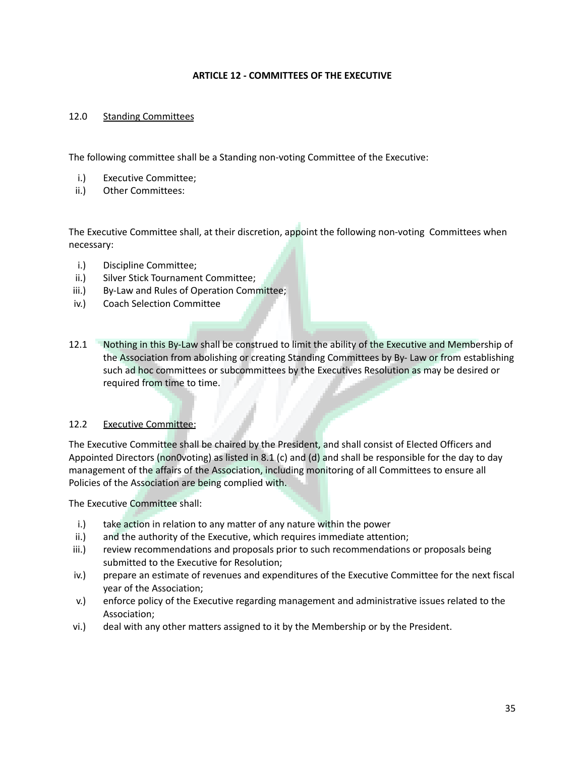## ARTICLE 12 - COMMITTEES OF THE EXECUTIVE

12.0 Standing Committees

The following committee shall be a Standing non-voting Committee of the Executive:

i.) Executive Committee;
ii.) Other Committees:

The Executive Committee shall, at their discretion, appoint the following non-voting Committees when necessary:

i.) Discipline Committee;
ii.) Silver Stick Tournament Committee;
iii.) By-Law and Rules of Operation Committee;
iv.) Coach Selection Committee

12.1 Nothing in this By-Law shall be construed to limit the ability of the Executive and Membership of the Association from abolishing or creating Standing Committees by By- Law or from establishing such ad hoc committees or subcommittees by the Executives Resolution as may be desired or required from time to time.

12.2 Executive Committee:

The Executive Committee shall be chaired by the President, and shall consist of Elected Officers and Appointed Directors (non0voting) as listed in 8.1 (c) and (d) and shall be responsible for the day to day management of the affairs of the Association, including monitoring of all Committees to ensure all Policies of the Association are being complied with.

The Executive Committee shall:

i.) take action in relation to any matter of any nature within the power
ii.) and the authority of the Executive, which requires immediate attention;
iii.) review recommendations and proposals prior to such recommendations or proposals being submitted to the Executive for Resolution;
iv.) prepare an estimate of revenues and expenditures of the Executive Committee for the next fiscal year of the Association;
v.) enforce policy of the Executive regarding management and administrative issues related to the Association;
vi.) deal with any other matters assigned to it by the Membership or by the President.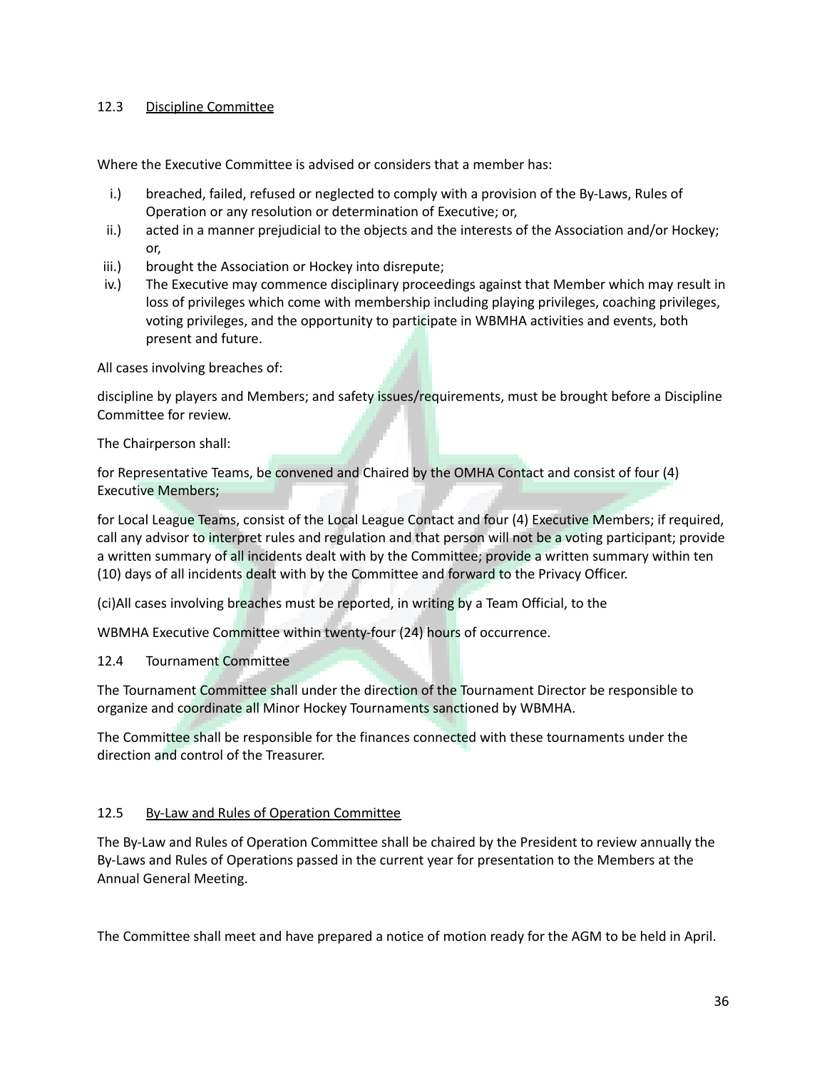### 12.3 <u>Discipline Committee</u>

Where the Executive Committee is advised or considers that a member has:

i.) breached, failed, refused or neglected to comply with a provision of the By-Laws, Rules of Operation or any resolution or determination of Executive; or,

ii.) acted in a manner prejudicial to the objects and the interests of the Association and/or Hockey; or,

iii.) brought the Association or Hockey into disrepute;

iv.) The Executive may commence disciplinary proceedings against that Member which may result in loss of privileges which come with membership including playing privileges, coaching privileges, voting privileges, and the opportunity to participate in WBMHA activities and events, both present and future.

All cases involving breaches of:

discipline by players and Members; and safety issues/requirements, must be brought before a Discipline Committee for review.

The Chairperson shall:

for Representative Teams, be convened and Chaired by the OMHA Contact and consist of four (4) Executive Members;

for Local League Teams, consist of the Local League Contact and four (4) Executive Members; if required, call any advisor to interpret rules and regulation and that person will not be a voting participant; provide a written summary of all incidents dealt with by the Committee; provide a written summary within ten (10) days of all incidents dealt with by the Committee and forward to the Privacy Officer.

(ci)All cases involving breaches must be reported, in writing by a Team Official, to the

WBMHA Executive Committee within twenty-four (24) hours of occurrence.

### 12.4 Tournament Committee

The Tournament Committee shall under the direction of the Tournament Director be responsible to organize and coordinate all Minor Hockey Tournaments sanctioned by WBMHA.

The Committee shall be responsible for the finances connected with these tournaments under the direction and control of the Treasurer.

### 12.5 <u>By-Law and Rules of Operation Committee</u>

The By-Law and Rules of Operation Committee shall be chaired by the President to review annually the By-Laws and Rules of Operations passed in the current year for presentation to the Members at the Annual General Meeting.

The Committee shall meet and have prepared a notice of motion ready for the AGM to be held in April.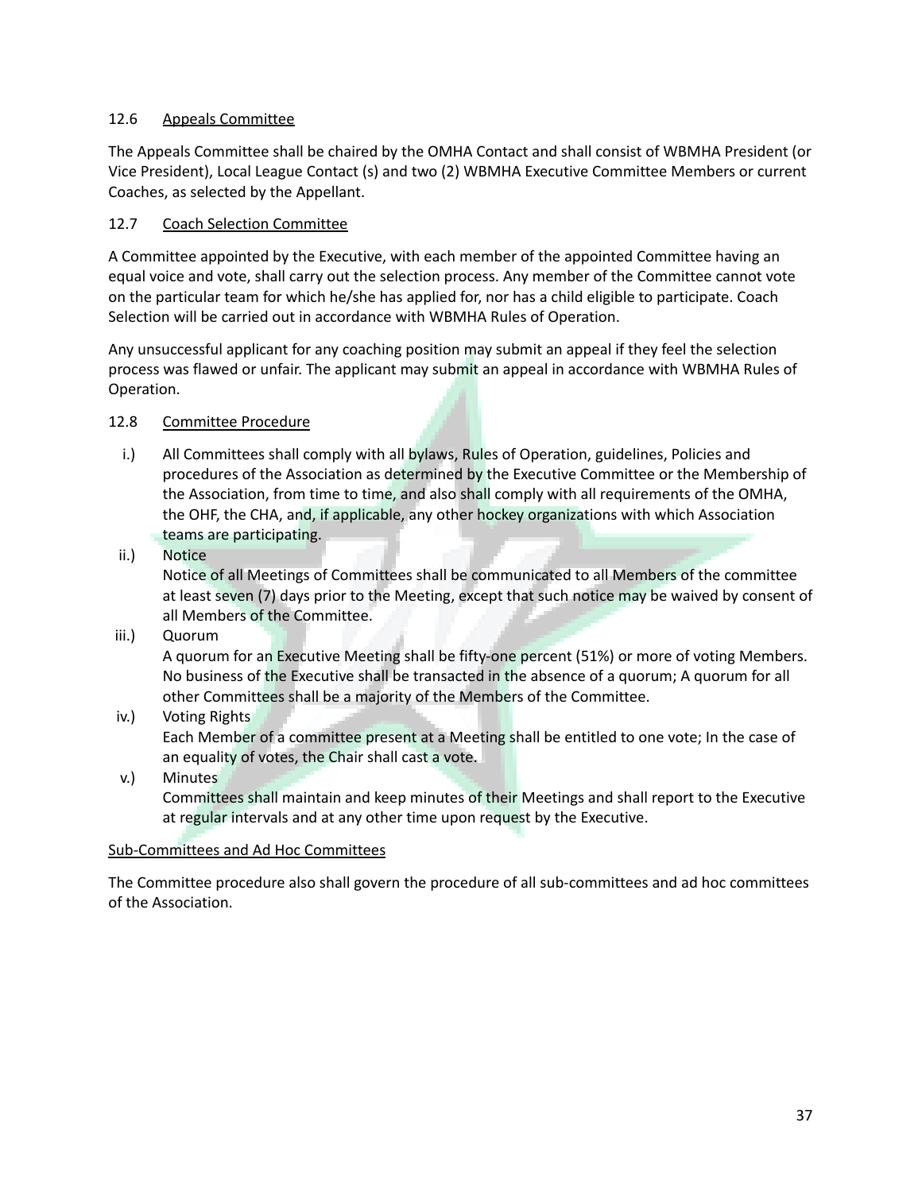### 12.6 Appeals Committee

The Appeals Committee shall be chaired by the OMHA Contact and shall consist of WBMHA President (or Vice President), Local League Contact (s) and two (2) WBMHA Executive Committee Members or current Coaches, as selected by the Appellant.

### 12.7 Coach Selection Committee

A Committee appointed by the Executive, with each member of the appointed Committee having an equal voice and vote, shall carry out the selection process. Any member of the Committee cannot vote on the particular team for which he/she has applied for, nor has a child eligible to participate. Coach Selection will be carried out in accordance with WBMHA Rules of Operation.

Any unsuccessful applicant for any coaching position may submit an appeal if they feel the selection process was flawed or unfair. The applicant may submit an appeal in accordance with WBMHA Rules of Operation.

### 12.8 Committee Procedure

i.) All Committees shall comply with all bylaws, Rules of Operation, guidelines, Policies and procedures of the Association as determined by the Executive Committee or the Membership of the Association, from time to time, and also shall comply with all requirements of the OMHA, the OHF, the CHA, and, if applicable, any other hockey organizations with which Association teams are participating.

ii.) Notice
Notice of all Meetings of Committees shall be communicated to all Members of the committee at least seven (7) days prior to the Meeting, except that such notice may be waived by consent of all Members of the Committee.

iii.) Quorum
A quorum for an Executive Meeting shall be fifty-one percent (51%) or more of voting Members. No business of the Executive shall be transacted in the absence of a quorum; A quorum for all other Committees shall be a majority of the Members of the Committee.

iv.) Voting Rights
Each Member of a committee present at a Meeting shall be entitled to one vote; In the case of an equality of votes, the Chair shall cast a vote.

v.) Minutes
Committees shall maintain and keep minutes of their Meetings and shall report to the Executive at regular intervals and at any other time upon request by the Executive.

<u>Sub-Committees and Ad Hoc Committees</u>

The Committee procedure also shall govern the procedure of all sub-committees and ad hoc committees of the Association.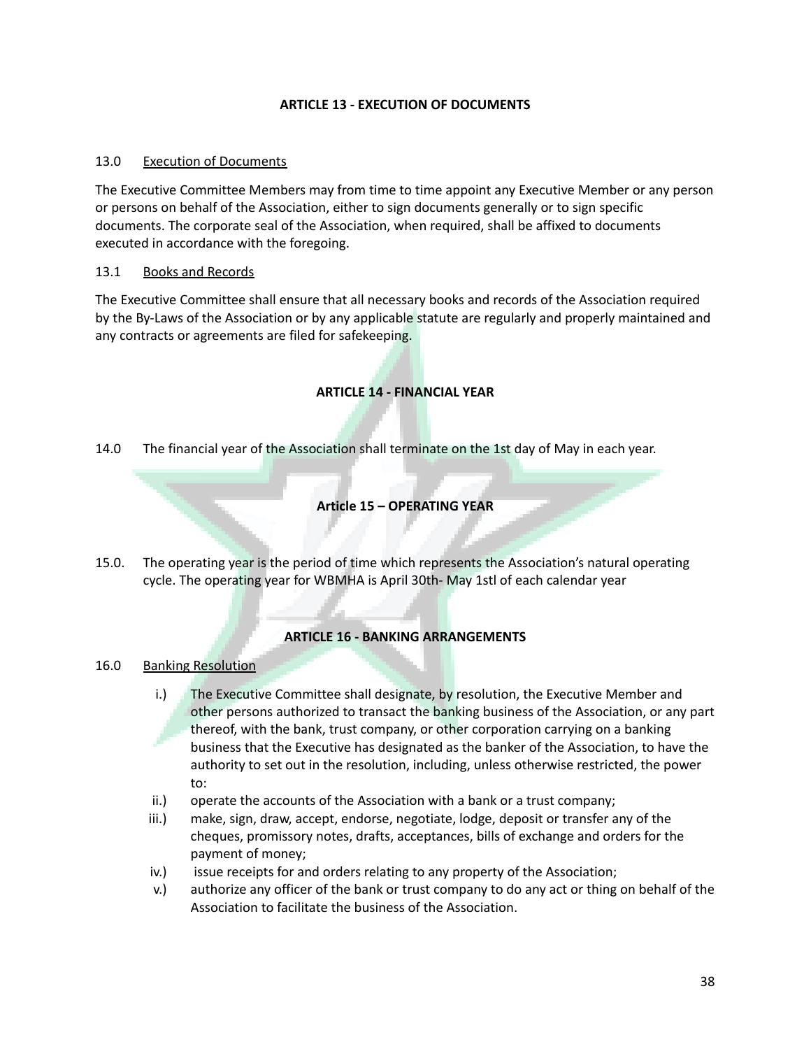## ARTICLE 13 - EXECUTION OF DOCUMENTS

13.0 Execution of Documents

The Executive Committee Members may from time to time appoint any Executive Member or any person or persons on behalf of the Association, either to sign documents generally or to sign specific documents. The corporate seal of the Association, when required, shall be affixed to documents executed in accordance with the foregoing.

13.1 Books and Records

The Executive Committee shall ensure that all necessary books and records of the Association required by the By-Laws of the Association or by any applicable statute are regularly and properly maintained and any contracts or agreements are filed for safekeeping.

## ARTICLE 14 - FINANCIAL YEAR

14.0 The financial year of the Association shall terminate on the 1st day of May in each year.

## Article 15 – OPERATING YEAR

15.0. The operating year is the period of time which represents the Association's natural operating cycle. The operating year for WBMHA is April 30th- May 1stl of each calendar year

## ARTICLE 16 - BANKING ARRANGEMENTS

16.0 Banking Resolution

i.) The Executive Committee shall designate, by resolution, the Executive Member and other persons authorized to transact the banking business of the Association, or any part thereof, with the bank, trust company, or other corporation carrying on a banking business that the Executive has designated as the banker of the Association, to have the authority to set out in the resolution, including, unless otherwise restricted, the power to:

ii.) operate the accounts of the Association with a bank or a trust company;

iii.) make, sign, draw, accept, endorse, negotiate, lodge, deposit or transfer any of the cheques, promissory notes, drafts, acceptances, bills of exchange and orders for the payment of money;

iv.) issue receipts for and orders relating to any property of the Association;

v.) authorize any officer of the bank or trust company to do any act or thing on behalf of the Association to facilitate the business of the Association.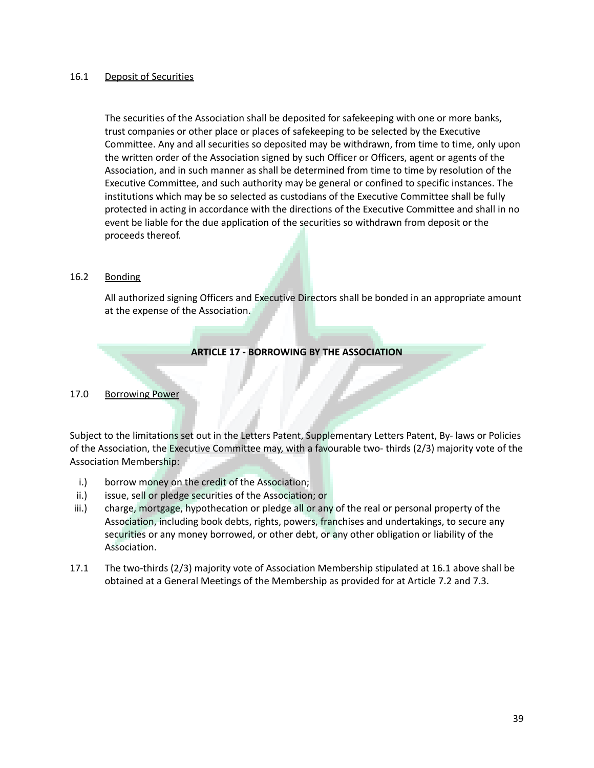16.1 Deposit of Securities

The securities of the Association shall be deposited for safekeeping with one or more banks, trust companies or other place or places of safekeeping to be selected by the Executive Committee. Any and all securities so deposited may be withdrawn, from time to time, only upon the written order of the Association signed by such Officer or Officers, agent or agents of the Association, and in such manner as shall be determined from time to time by resolution of the Executive Committee, and such authority may be general or confined to specific instances. The institutions which may be so selected as custodians of the Executive Committee shall be fully protected in acting in accordance with the directions of the Executive Committee and shall in no event be liable for the due application of the securities so withdrawn from deposit or the proceeds thereof.

16.2 Bonding

All authorized signing Officers and Executive Directors shall be bonded in an appropriate amount at the expense of the Association.

## ARTICLE 17 - BORROWING BY THE ASSOCIATION

17.0 Borrowing Power

Subject to the limitations set out in the Letters Patent, Supplementary Letters Patent, By- laws or Policies of the Association, the Executive Committee may, with a favourable two- thirds (2/3) majority vote of the Association Membership:

i.) borrow money on the credit of the Association;

ii.) issue, sell or pledge securities of the Association; or

iii.) charge, mortgage, hypothecation or pledge all or any of the real or personal property of the Association, including book debts, rights, powers, franchises and undertakings, to secure any securities or any money borrowed, or other debt, or any other obligation or liability of the Association.

17.1 The two-thirds (2/3) majority vote of Association Membership stipulated at 16.1 above shall be obtained at a General Meetings of the Membership as provided for at Article 7.2 and 7.3.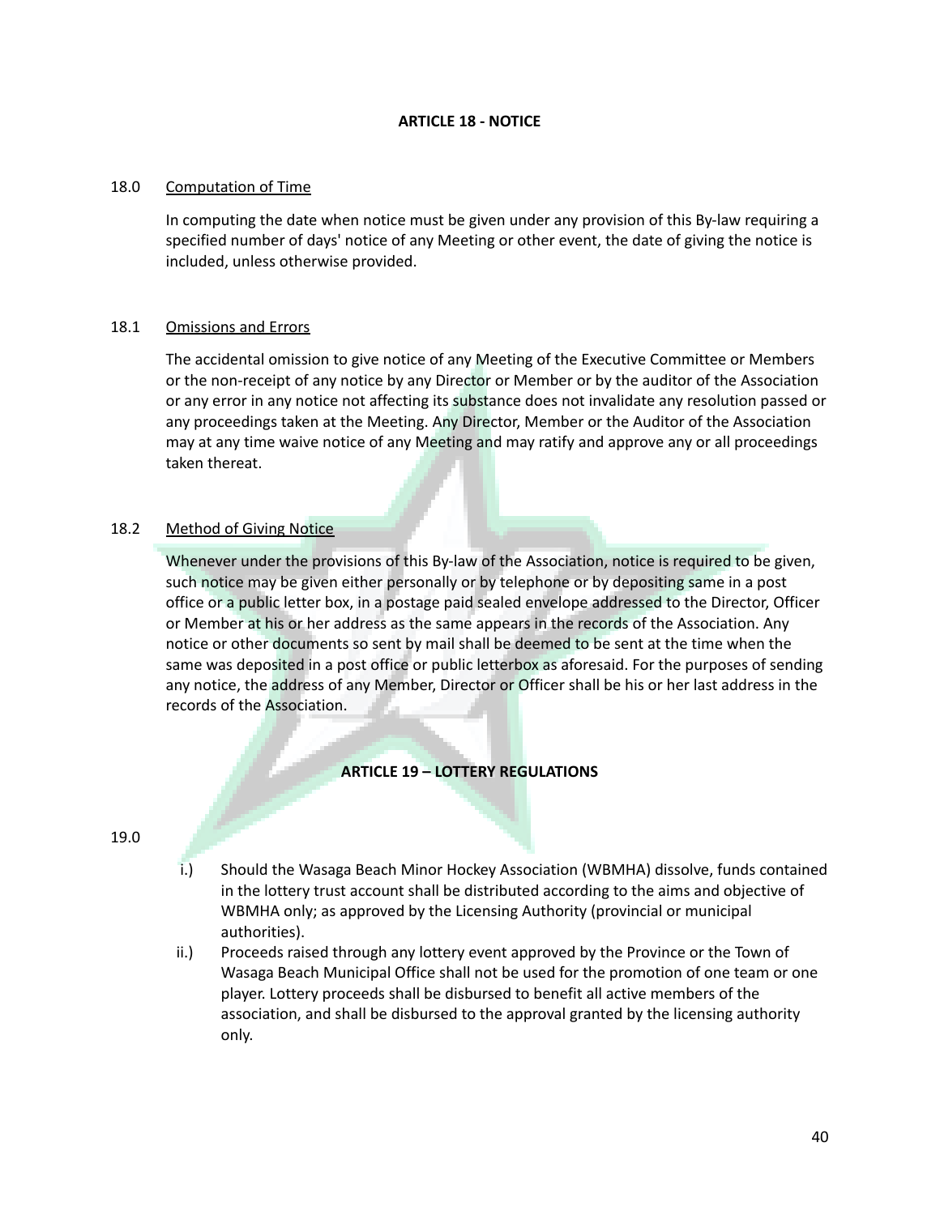## ARTICLE 18 - NOTICE

18.0 Computation of Time

In computing the date when notice must be given under any provision of this By-law requiring a specified number of days' notice of any Meeting or other event, the date of giving the notice is included, unless otherwise provided.

18.1 Omissions and Errors

The accidental omission to give notice of any Meeting of the Executive Committee or Members or the non-receipt of any notice by any Director or Member or by the auditor of the Association or any error in any notice not affecting its substance does not invalidate any resolution passed or any proceedings taken at the Meeting. Any Director, Member or the Auditor of the Association may at any time waive notice of any Meeting and may ratify and approve any or all proceedings taken thereat.

18.2 Method of Giving Notice

Whenever under the provisions of this By-law of the Association, notice is required to be given, such notice may be given either personally or by telephone or by depositing same in a post office or a public letter box, in a postage paid sealed envelope addressed to the Director, Officer or Member at his or her address as the same appears in the records of the Association. Any notice or other documents so sent by mail shall be deemed to be sent at the time when the same was deposited in a post office or public letterbox as aforesaid. For the purposes of sending any notice, the address of any Member, Director or Officer shall be his or her last address in the records of the Association.

## ARTICLE 19 – LOTTERY REGULATIONS

19.0

i.) Should the Wasaga Beach Minor Hockey Association (WBMHA) dissolve, funds contained in the lottery trust account shall be distributed according to the aims and objective of WBMHA only; as approved by the Licensing Authority (provincial or municipal authorities).

ii.) Proceeds raised through any lottery event approved by the Province or the Town of Wasaga Beach Municipal Office shall not be used for the promotion of one team or one player. Lottery proceeds shall be disbursed to benefit all active members of the association, and shall be disbursed to the approval granted by the licensing authority only.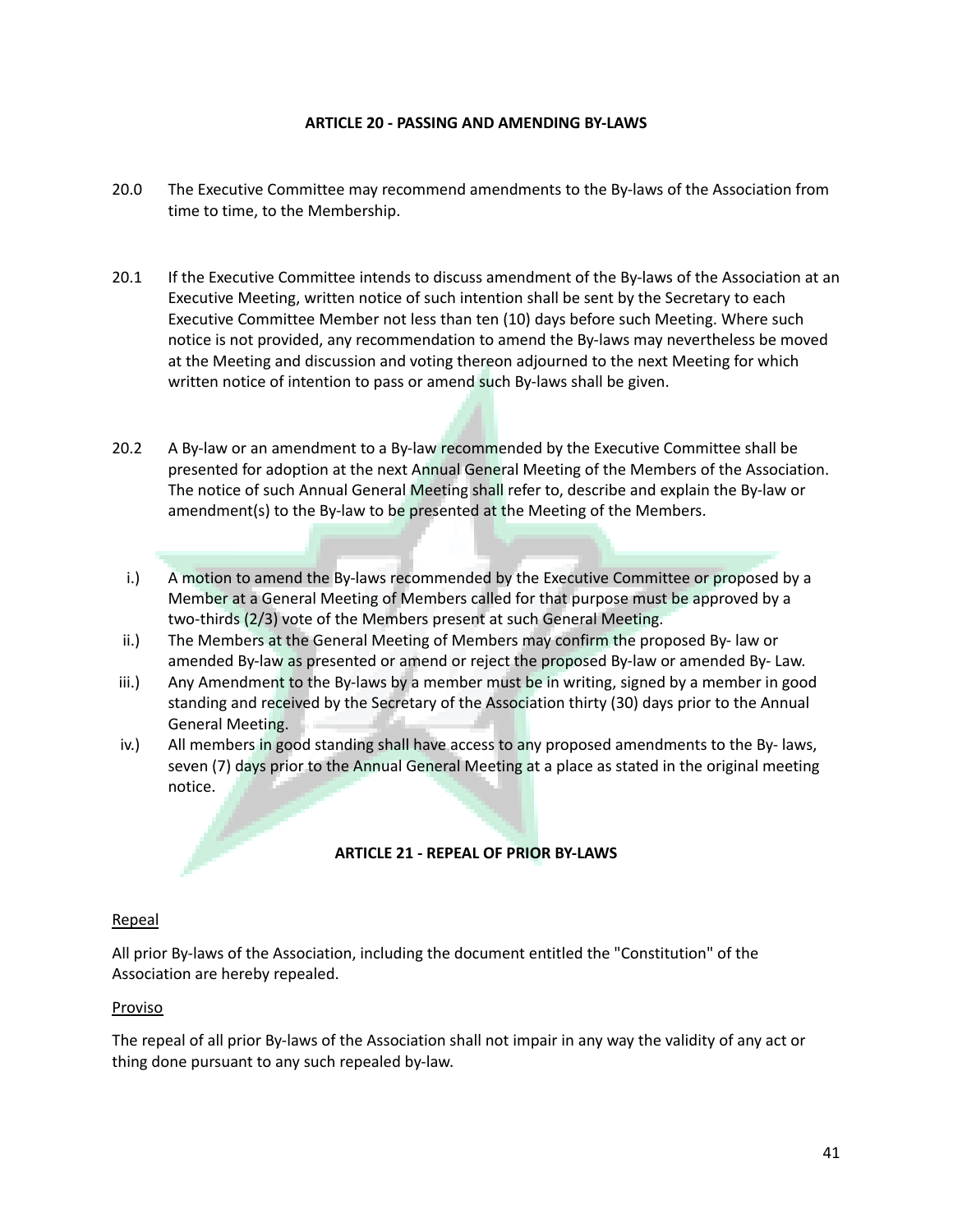## ARTICLE 20 - PASSING AND AMENDING BY-LAWS

20.0 The Executive Committee may recommend amendments to the By-laws of the Association from time to time, to the Membership.

20.1 If the Executive Committee intends to discuss amendment of the By-laws of the Association at an Executive Meeting, written notice of such intention shall be sent by the Secretary to each Executive Committee Member not less than ten (10) days before such Meeting. Where such notice is not provided, any recommendation to amend the By-laws may nevertheless be moved at the Meeting and discussion and voting thereon adjourned to the next Meeting for which written notice of intention to pass or amend such By-laws shall be given.

20.2 A By-law or an amendment to a By-law recommended by the Executive Committee shall be presented for adoption at the next Annual General Meeting of the Members of the Association. The notice of such Annual General Meeting shall refer to, describe and explain the By-law or amendment(s) to the By-law to be presented at the Meeting of the Members.

i.) A motion to amend the By-laws recommended by the Executive Committee or proposed by a Member at a General Meeting of Members called for that purpose must be approved by a two-thirds (2/3) vote of the Members present at such General Meeting.

ii.) The Members at the General Meeting of Members may confirm the proposed By- law or amended By-law as presented or amend or reject the proposed By-law or amended By- Law.

iii.) Any Amendment to the By-laws by a member must be in writing, signed by a member in good standing and received by the Secretary of the Association thirty (30) days prior to the Annual General Meeting.

iv.) All members in good standing shall have access to any proposed amendments to the By- laws, seven (7) days prior to the Annual General Meeting at a place as stated in the original meeting notice.

## ARTICLE 21 - REPEAL OF PRIOR BY-LAWS

<u>Repeal</u>

All prior By-laws of the Association, including the document entitled the "Constitution" of the Association are hereby repealed.

<u>Proviso</u>

The repeal of all prior By-laws of the Association shall not impair in any way the validity of any act or thing done pursuant to any such repealed by-law.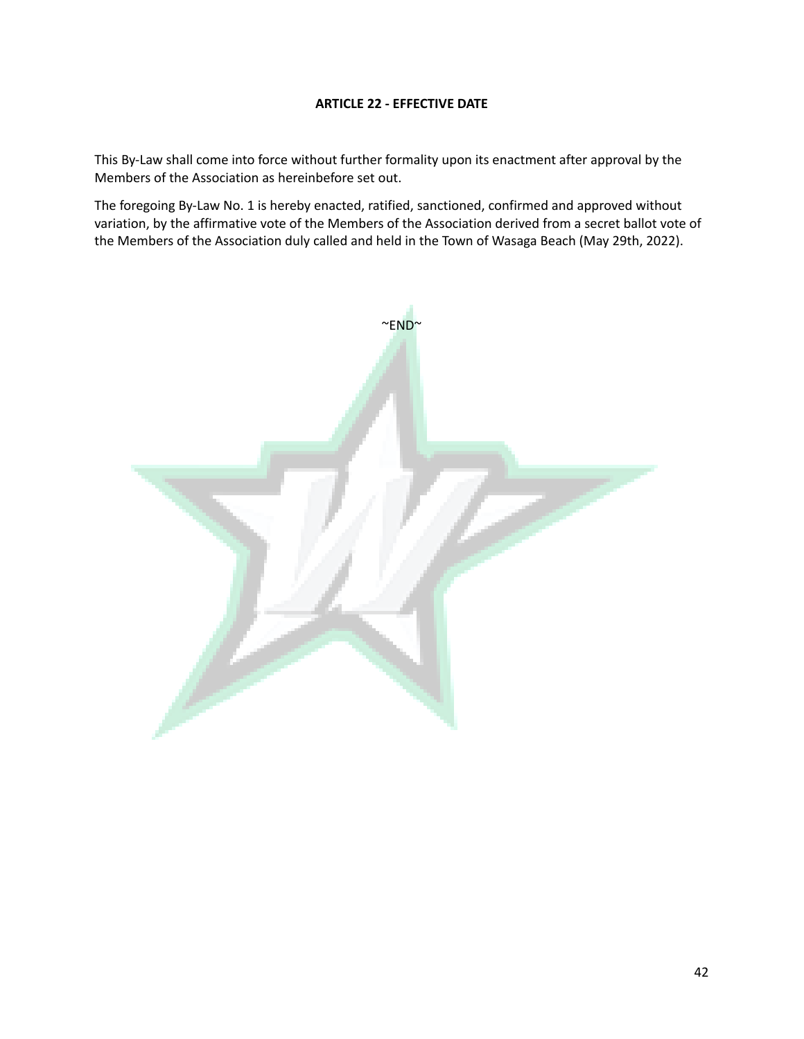## ARTICLE 22 - EFFECTIVE DATE

This By-Law shall come into force without further formality upon its enactment after approval by the Members of the Association as hereinbefore set out.

The foregoing By-Law No. 1 is hereby enacted, ratified, sanctioned, confirmed and approved without variation, by the affirmative vote of the Members of the Association derived from a secret ballot vote of the Members of the Association duly called and held in the Town of Wasaga Beach (May 29th, 2022).

~END~